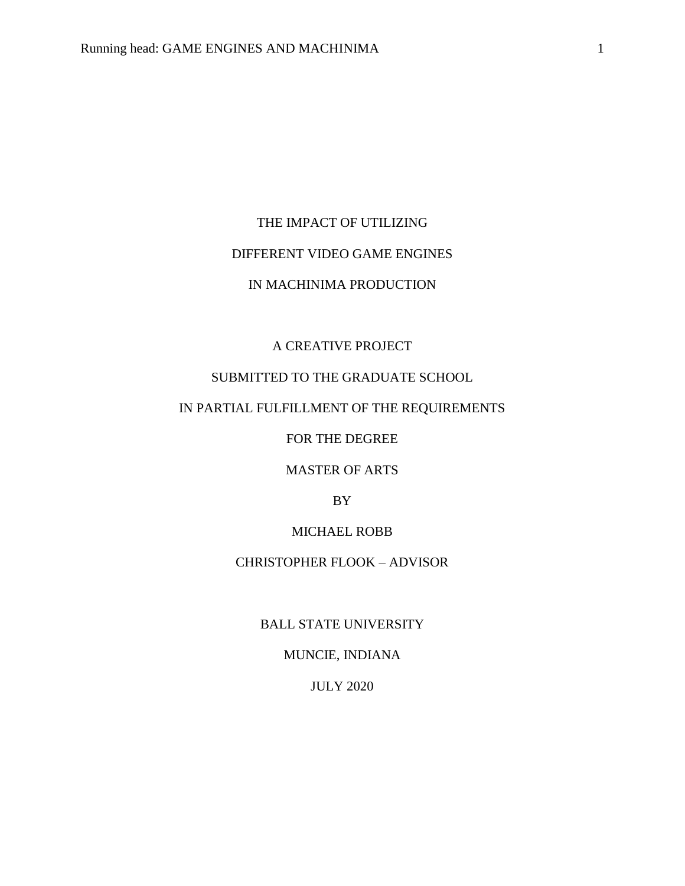# THE IMPACT OF UTILIZING DIFFERENT VIDEO GAME ENGINES IN MACHINIMA PRODUCTION

A CREATIVE PROJECT

SUBMITTED TO THE GRADUATE SCHOOL

IN PARTIAL FULFILLMENT OF THE REQUIREMENTS

FOR THE DEGREE

MASTER OF ARTS

BY

MICHAEL ROBB

CHRISTOPHER FLOOK – ADVISOR

BALL STATE UNIVERSITY

MUNCIE, INDIANA

JULY 2020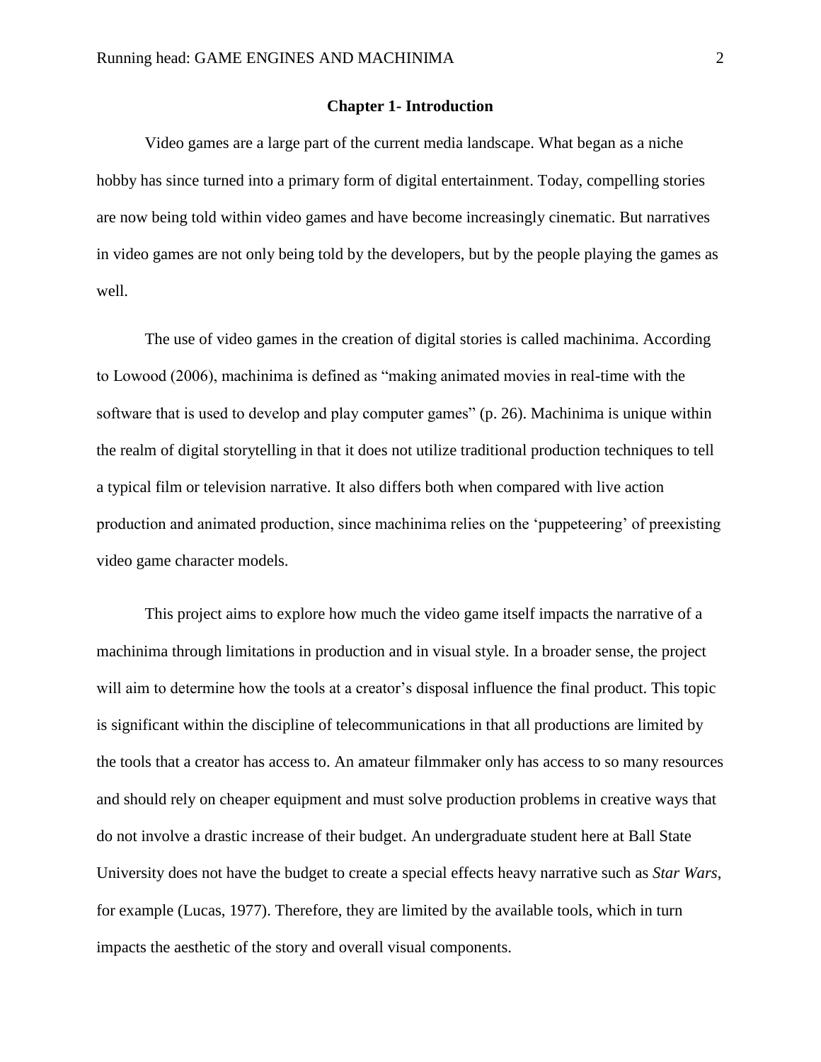## Chapter 1- Introduction

Video games are a large part of the current media landscape. What began as a niche hobby has since turned into a primary form of digital entertainment. Today, compelling stories are now being told within video games and have become increasingly cinematic. But narratives in video games are not only being told by the developers, but by the people playing the games as well.

The use of video games in the creation of digital stories is called machinima. According to Lowood (2006), machinima is defined as "making animated movies in real-time with the software that is used to develop and play computer games" (p. 26). Machinima is unique within the realm of digital storytelling in that it does not utilize traditional production techniques to tell a typical film or television narrative. It also differs both when compared with live action production and animated production, since machinima relies on the 'puppeteering' of preexisting video game character models.

This project aims to explore how much the video game itself impacts the narrative of a machinima through limitations in production and in visual style. In a broader sense, the project will aim to determine how the tools at a creator's disposal influence the final product. This topic is significant within the discipline of telecommunications in that all productions are limited by the tools that a creator has access to. An amateur filmmaker only has access to so many resources and should rely on cheaper equipment and must solve production problems in creative ways that do not involve a drastic increase of their budget. An undergraduate student here at Ball State University does not have the budget to create a special effects heavy narrative such as *Star Wars*, for example (Lucas, 1977). Therefore, they are limited by the available tools, which in turn impacts the aesthetic of the story and overall visual components.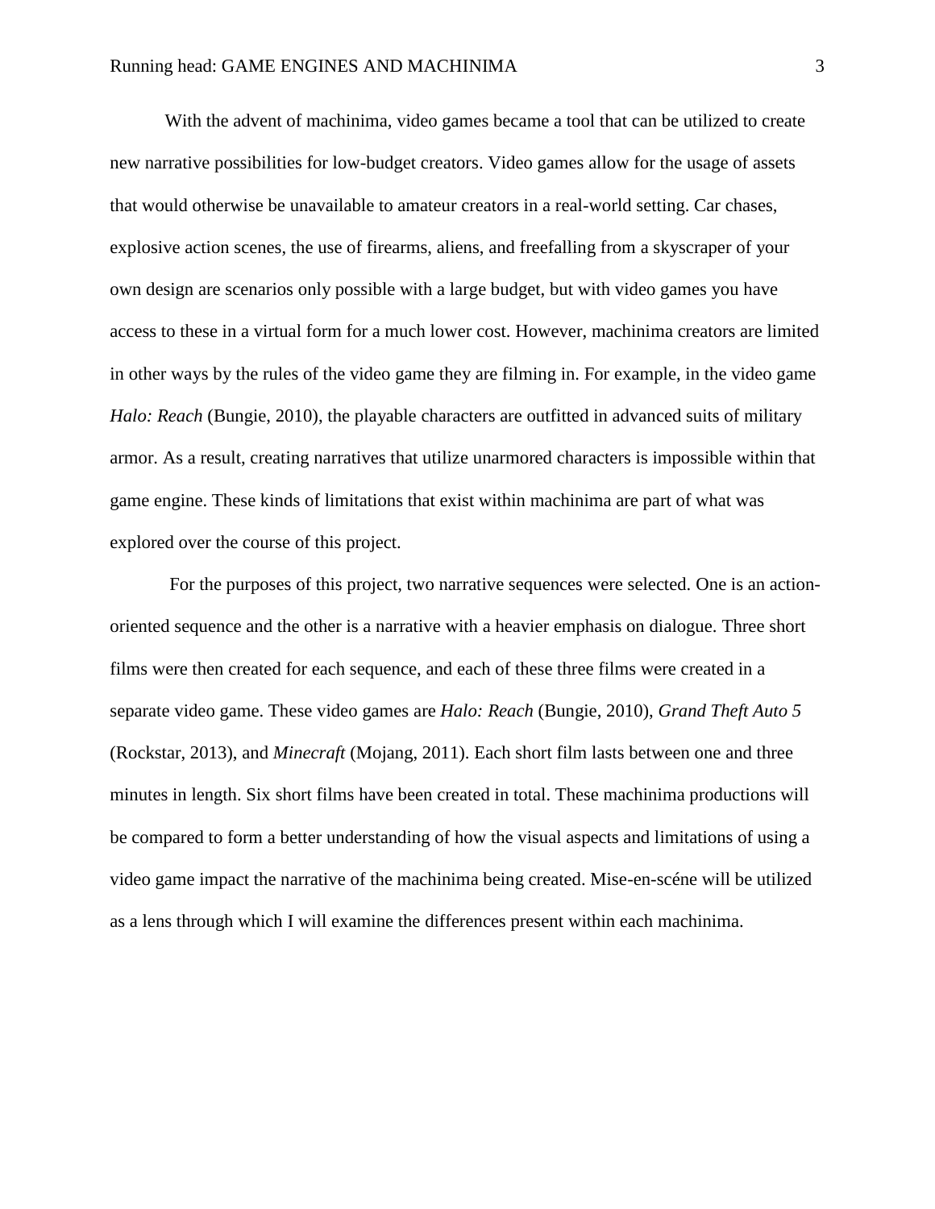With the advent of machinima, video games became a tool that can be utilized to create new narrative possibilities for low-budget creators. Video games allow for the usage of assets that would otherwise be unavailable to amateur creators in a real-world setting. Car chases, explosive action scenes, the use of firearms, aliens, and freefalling from a skyscraper of your own design are scenarios only possible with a large budget, but with video games you have access to these in a virtual form for a much lower cost. However, machinima creators are limited in other ways by the rules of the video game they are filming in. For example, in the video game *Halo: Reach* (Bungie, 2010), the playable characters are outfitted in advanced suits of military armor. As a result, creating narratives that utilize unarmored characters is impossible within that game engine. These kinds of limitations that exist within machinima are part of what was explored over the course of this project.

For the purposes of this project, two narrative sequences were selected. One is an action-oriented sequence and the other is a narrative with a heavier emphasis on dialogue. Three short films were then created for each sequence, and each of these three films were created in a separate video game. These video games are *Halo: Reach* (Bungie, 2010), *Grand Theft Auto 5* (Rockstar, 2013), and *Minecraft* (Mojang, 2011). Each short film lasts between one and three minutes in length. Six short films have been created in total. These machinima productions will be compared to form a better understanding of how the visual aspects and limitations of using a video game impact the narrative of the machinima being created. Mise-en-scéne will be utilized as a lens through which I will examine the differences present within each machinima.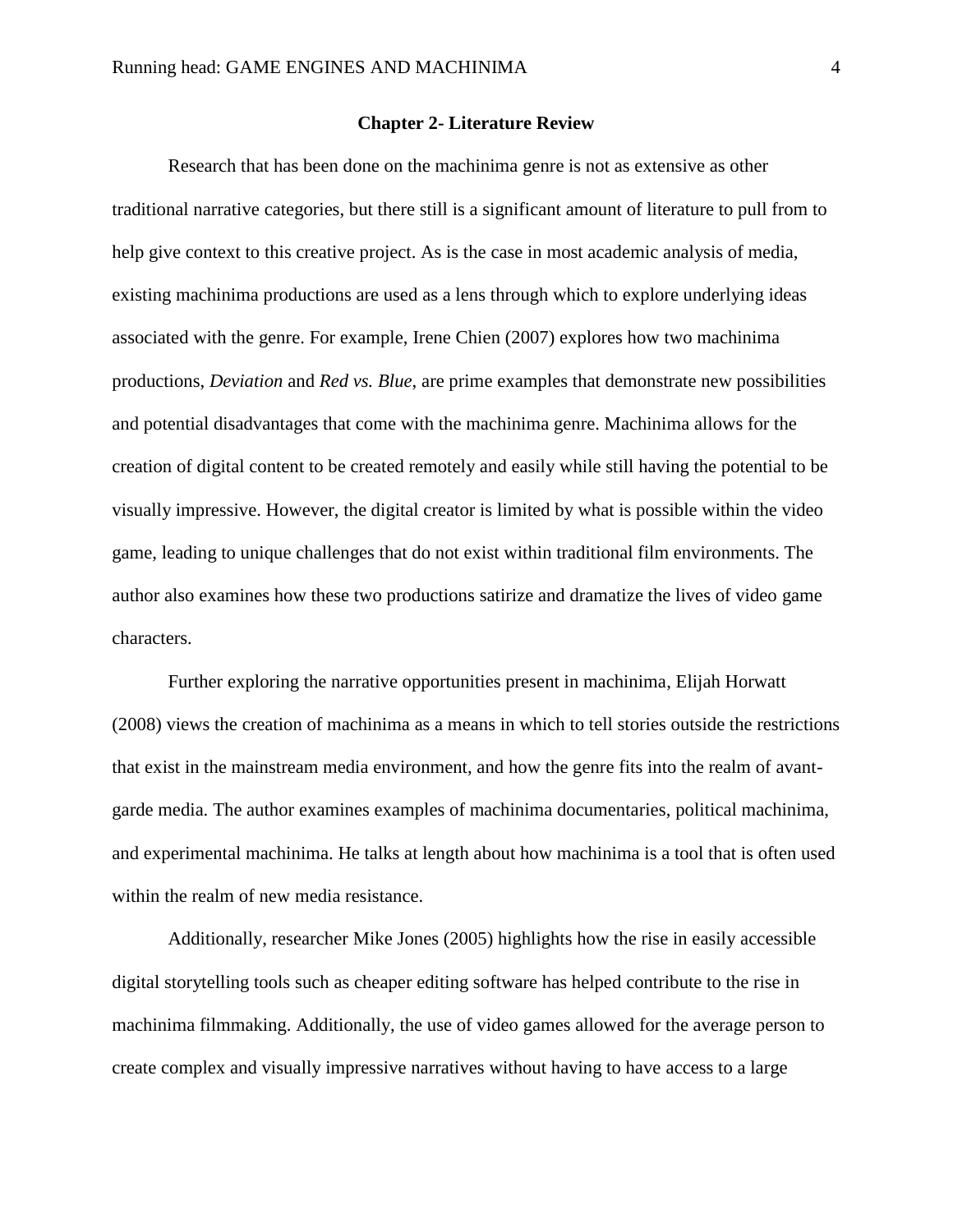## Chapter 2- Literature Review

Research that has been done on the machinima genre is not as extensive as other traditional narrative categories, but there still is a significant amount of literature to pull from to help give context to this creative project. As is the case in most academic analysis of media, existing machinima productions are used as a lens through which to explore underlying ideas associated with the genre. For example, Irene Chien (2007) explores how two machinima productions, *Deviation* and *Red vs. Blue,* are prime examples that demonstrate new possibilities and potential disadvantages that come with the machinima genre. Machinima allows for the creation of digital content to be created remotely and easily while still having the potential to be visually impressive. However, the digital creator is limited by what is possible within the video game, leading to unique challenges that do not exist within traditional film environments. The author also examines how these two productions satirize and dramatize the lives of video game characters.

Further exploring the narrative opportunities present in machinima, Elijah Horwatt (2008) views the creation of machinima as a means in which to tell stories outside the restrictions that exist in the mainstream media environment, and how the genre fits into the realm of avant-garde media. The author examines examples of machinima documentaries, political machinima, and experimental machinima. He talks at length about how machinima is a tool that is often used within the realm of new media resistance.

Additionally, researcher Mike Jones (2005) highlights how the rise in easily accessible digital storytelling tools such as cheaper editing software has helped contribute to the rise in machinima filmmaking. Additionally, the use of video games allowed for the average person to create complex and visually impressive narratives without having to have access to a large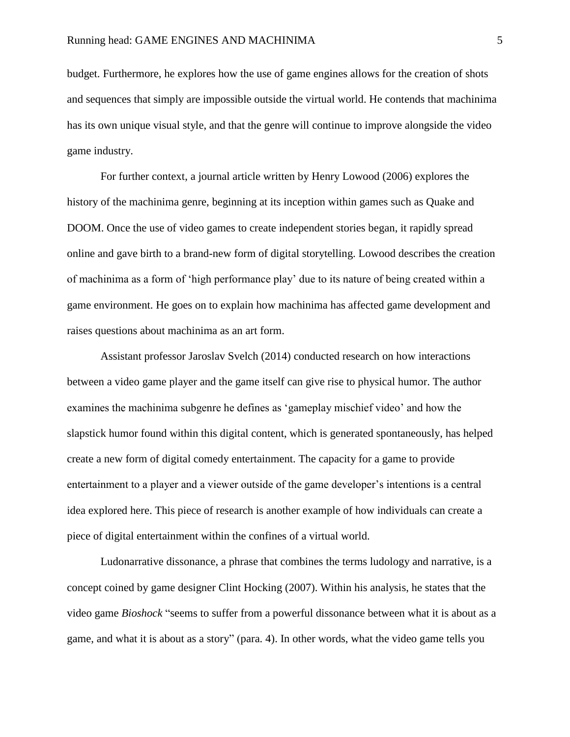budget. Furthermore, he explores how the use of game engines allows for the creation of shots and sequences that simply are impossible outside the virtual world. He contends that machinima has its own unique visual style, and that the genre will continue to improve alongside the video game industry.

For further context, a journal article written by Henry Lowood (2006) explores the history of the machinima genre, beginning at its inception within games such as Quake and DOOM. Once the use of video games to create independent stories began, it rapidly spread online and gave birth to a brand-new form of digital storytelling. Lowood describes the creation of machinima as a form of 'high performance play' due to its nature of being created within a game environment. He goes on to explain how machinima has affected game development and raises questions about machinima as an art form.

Assistant professor Jaroslav Svelch (2014) conducted research on how interactions between a video game player and the game itself can give rise to physical humor. The author examines the machinima subgenre he defines as 'gameplay mischief video' and how the slapstick humor found within this digital content, which is generated spontaneously, has helped create a new form of digital comedy entertainment. The capacity for a game to provide entertainment to a player and a viewer outside of the game developer's intentions is a central idea explored here. This piece of research is another example of how individuals can create a piece of digital entertainment within the confines of a virtual world.

Ludonarrative dissonance, a phrase that combines the terms ludology and narrative, is a concept coined by game designer Clint Hocking (2007). Within his analysis, he states that the video game *Bioshock* "seems to suffer from a powerful dissonance between what it is about as a game, and what it is about as a story" (para. 4). In other words, what the video game tells you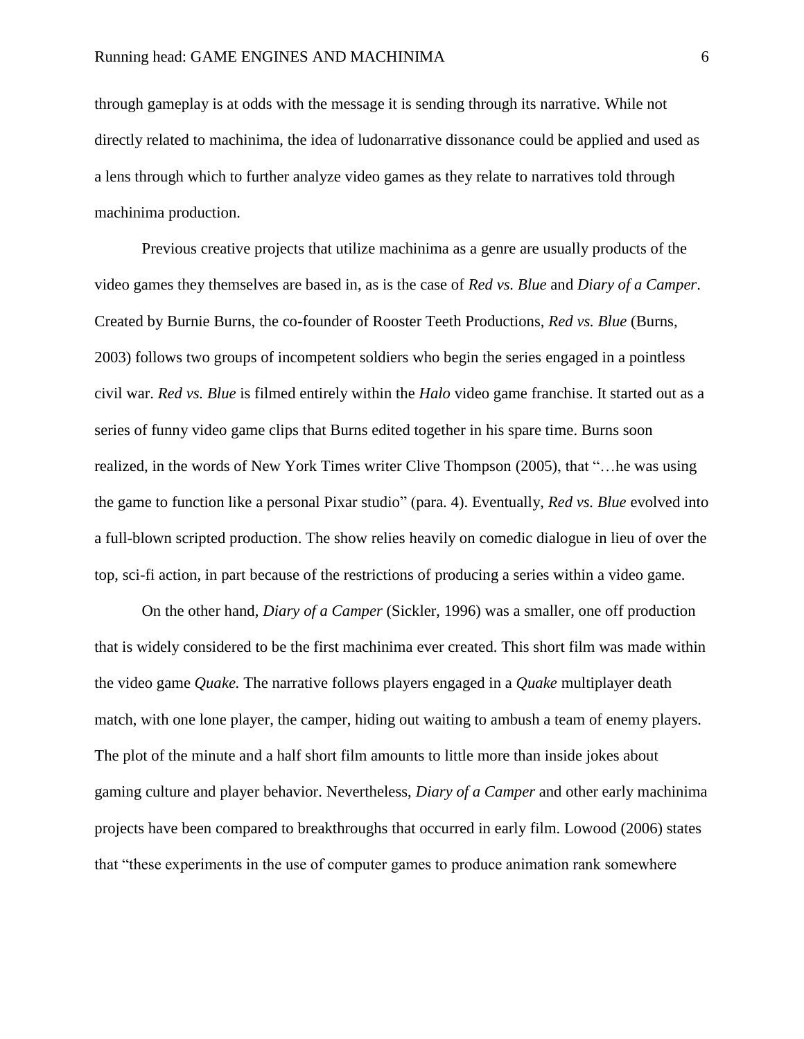through gameplay is at odds with the message it is sending through its narrative. While not directly related to machinima, the idea of ludonarrative dissonance could be applied and used as a lens through which to further analyze video games as they relate to narratives told through machinima production.

Previous creative projects that utilize machinima as a genre are usually products of the video games they themselves are based in, as is the case of *Red vs. Blue* and *Diary of a Camper*. Created by Burnie Burns, the co-founder of Rooster Teeth Productions, *Red vs. Blue* (Burns, 2003) follows two groups of incompetent soldiers who begin the series engaged in a pointless civil war. *Red vs. Blue* is filmed entirely within the *Halo* video game franchise. It started out as a series of funny video game clips that Burns edited together in his spare time. Burns soon realized, in the words of New York Times writer Clive Thompson (2005), that "…he was using the game to function like a personal Pixar studio" (para. 4). Eventually, *Red vs. Blue* evolved into a full-blown scripted production. The show relies heavily on comedic dialogue in lieu of over the top, sci-fi action, in part because of the restrictions of producing a series within a video game.

On the other hand, *Diary of a Camper* (Sickler, 1996) was a smaller, one off production that is widely considered to be the first machinima ever created. This short film was made within the video game *Quake.* The narrative follows players engaged in a *Quake* multiplayer death match, with one lone player, the camper, hiding out waiting to ambush a team of enemy players. The plot of the minute and a half short film amounts to little more than inside jokes about gaming culture and player behavior. Nevertheless, *Diary of a Camper* and other early machinima projects have been compared to breakthroughs that occurred in early film. Lowood (2006) states that "these experiments in the use of computer games to produce animation rank somewhere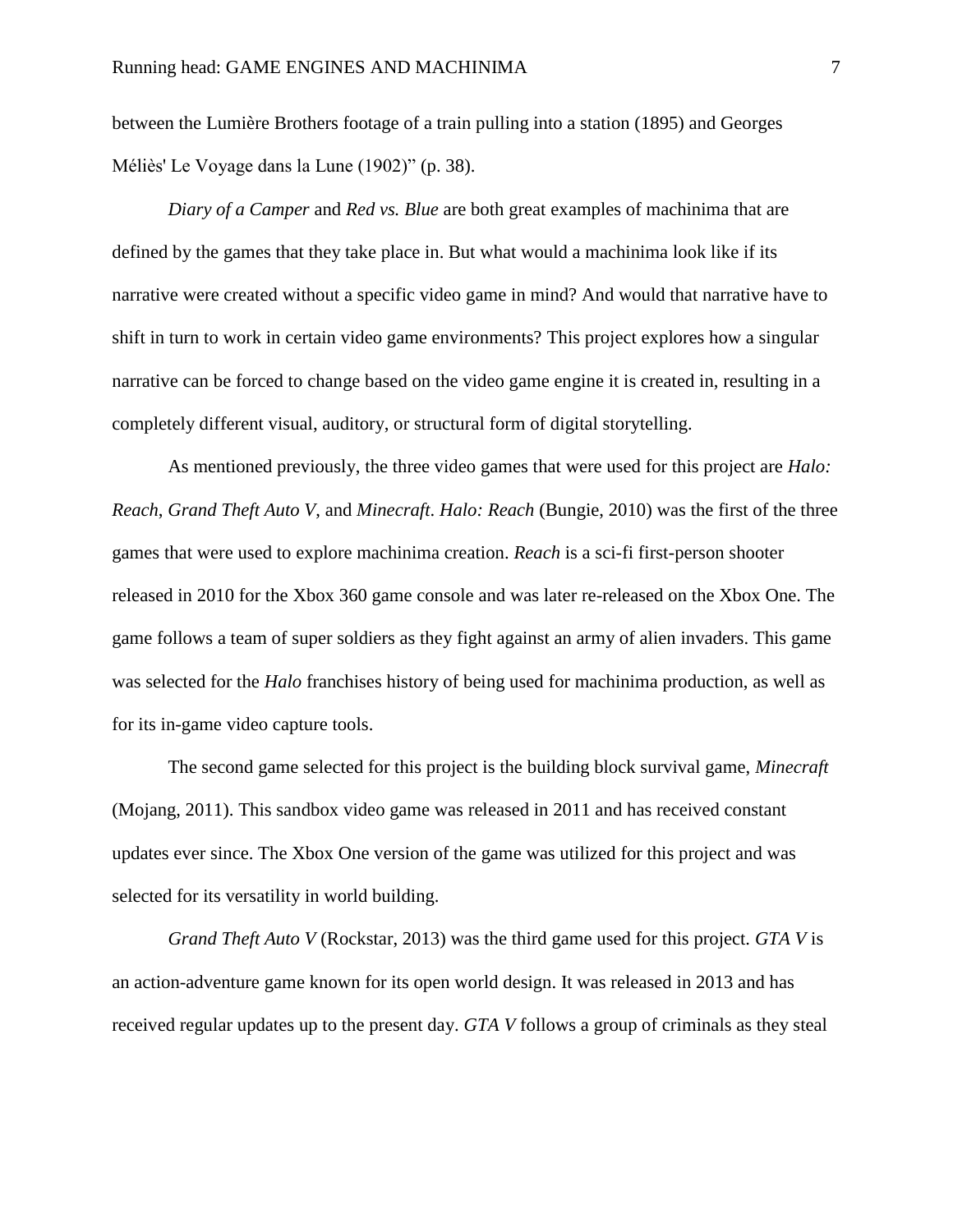between the Lumière Brothers footage of a train pulling into a station (1895) and Georges Méliès' Le Voyage dans la Lune (1902)" (p. 38).

*Diary of a Camper* and *Red vs. Blue* are both great examples of machinima that are defined by the games that they take place in. But what would a machinima look like if its narrative were created without a specific video game in mind? And would that narrative have to shift in turn to work in certain video game environments? This project explores how a singular narrative can be forced to change based on the video game engine it is created in, resulting in a completely different visual, auditory, or structural form of digital storytelling.

As mentioned previously, the three video games that were used for this project are *Halo: Reach*, *Grand Theft Auto V*, and *Minecraft*. *Halo: Reach* (Bungie, 2010) was the first of the three games that were used to explore machinima creation. *Reach* is a sci-fi first-person shooter released in 2010 for the Xbox 360 game console and was later re-released on the Xbox One. The game follows a team of super soldiers as they fight against an army of alien invaders. This game was selected for the *Halo* franchises history of being used for machinima production, as well as for its in-game video capture tools.

The second game selected for this project is the building block survival game, *Minecraft* (Mojang, 2011). This sandbox video game was released in 2011 and has received constant updates ever since. The Xbox One version of the game was utilized for this project and was selected for its versatility in world building.

*Grand Theft Auto V* (Rockstar, 2013) was the third game used for this project. *GTA V* is an action-adventure game known for its open world design. It was released in 2013 and has received regular updates up to the present day. *GTA V* follows a group of criminals as they steal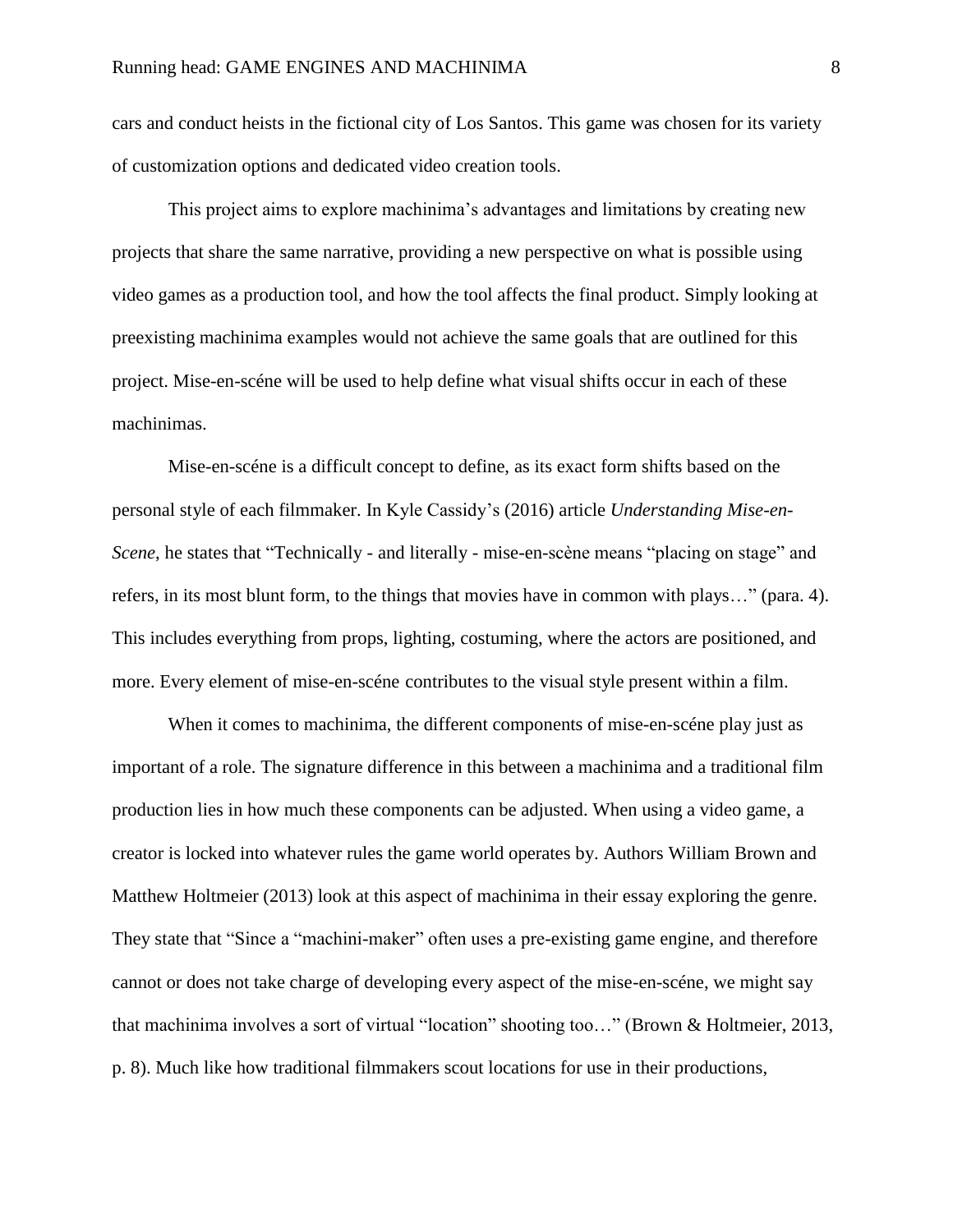cars and conduct heists in the fictional city of Los Santos. This game was chosen for its variety of customization options and dedicated video creation tools.

This project aims to explore machinima's advantages and limitations by creating new projects that share the same narrative, providing a new perspective on what is possible using video games as a production tool, and how the tool affects the final product. Simply looking at preexisting machinima examples would not achieve the same goals that are outlined for this project. Mise-en-scéne will be used to help define what visual shifts occur in each of these machinimas.

Mise-en-scéne is a difficult concept to define, as its exact form shifts based on the personal style of each filmmaker. In Kyle Cassidy's (2016) article *Understanding Mise-en-Scene*, he states that "Technically - and literally - mise-en-scène means "placing on stage" and refers, in its most blunt form, to the things that movies have in common with plays…" (para. 4). This includes everything from props, lighting, costuming, where the actors are positioned, and more. Every element of mise-en-scéne contributes to the visual style present within a film.

When it comes to machinima, the different components of mise-en-scéne play just as important of a role. The signature difference in this between a machinima and a traditional film production lies in how much these components can be adjusted. When using a video game, a creator is locked into whatever rules the game world operates by. Authors William Brown and Matthew Holtmeier (2013) look at this aspect of machinima in their essay exploring the genre. They state that "Since a "machini-maker" often uses a pre-existing game engine, and therefore cannot or does not take charge of developing every aspect of the mise-en-scéne, we might say that machinima involves a sort of virtual "location" shooting too…" (Brown & Holtmeier, 2013, p. 8). Much like how traditional filmmakers scout locations for use in their productions,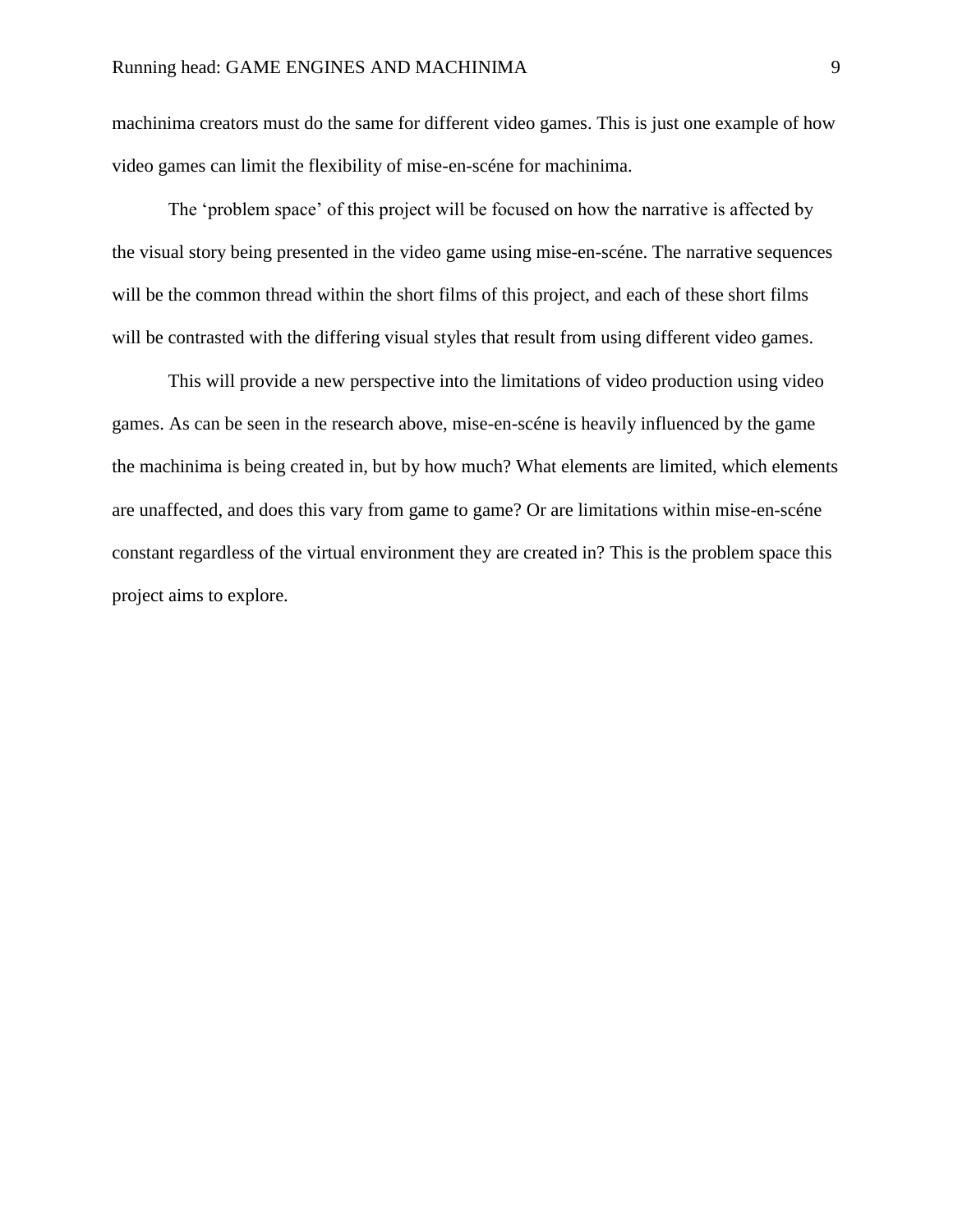machinima creators must do the same for different video games. This is just one example of how video games can limit the flexibility of mise-en-scéne for machinima.

The ‘problem space’ of this project will be focused on how the narrative is affected by the visual story being presented in the video game using mise-en-scéne. The narrative sequences will be the common thread within the short films of this project, and each of these short films will be contrasted with the differing visual styles that result from using different video games.

This will provide a new perspective into the limitations of video production using video games. As can be seen in the research above, mise-en-scéne is heavily influenced by the game the machinima is being created in, but by how much? What elements are limited, which elements are unaffected, and does this vary from game to game? Or are limitations within mise-en-scéne constant regardless of the virtual environment they are created in? This is the problem space this project aims to explore.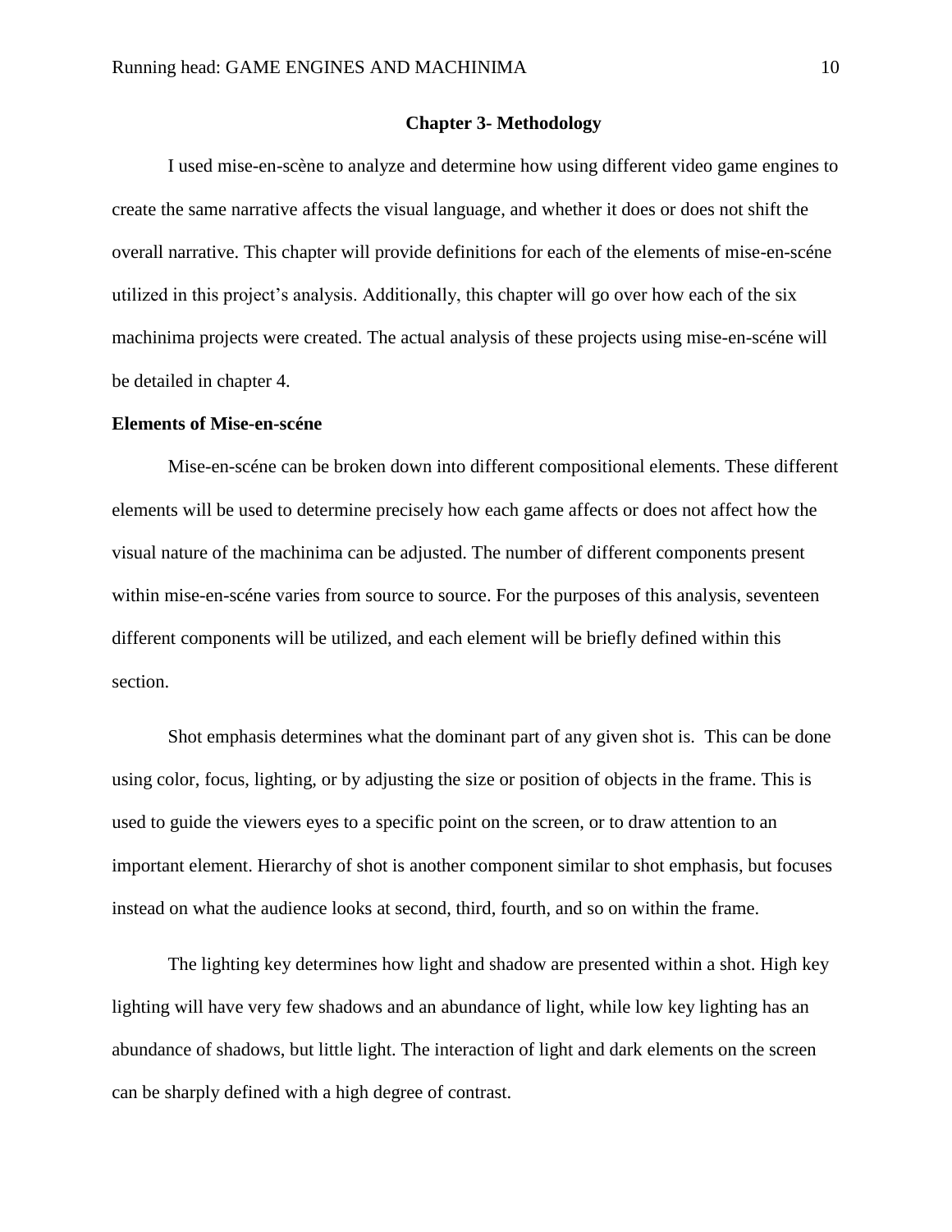## Chapter 3- Methodology

I used mise-en-scène to analyze and determine how using different video game engines to create the same narrative affects the visual language, and whether it does or does not shift the overall narrative. This chapter will provide definitions for each of the elements of mise-en-scéne utilized in this project's analysis. Additionally, this chapter will go over how each of the six machinima projects were created. The actual analysis of these projects using mise-en-scéne will be detailed in chapter 4.

### Elements of Mise-en-scéne

Mise-en-scéne can be broken down into different compositional elements. These different elements will be used to determine precisely how each game affects or does not affect how the visual nature of the machinima can be adjusted. The number of different components present within mise-en-scéne varies from source to source. For the purposes of this analysis, seventeen different components will be utilized, and each element will be briefly defined within this section.

Shot emphasis determines what the dominant part of any given shot is. This can be done using color, focus, lighting, or by adjusting the size or position of objects in the frame. This is used to guide the viewers eyes to a specific point on the screen, or to draw attention to an important element. Hierarchy of shot is another component similar to shot emphasis, but focuses instead on what the audience looks at second, third, fourth, and so on within the frame.

The lighting key determines how light and shadow are presented within a shot. High key lighting will have very few shadows and an abundance of light, while low key lighting has an abundance of shadows, but little light. The interaction of light and dark elements on the screen can be sharply defined with a high degree of contrast.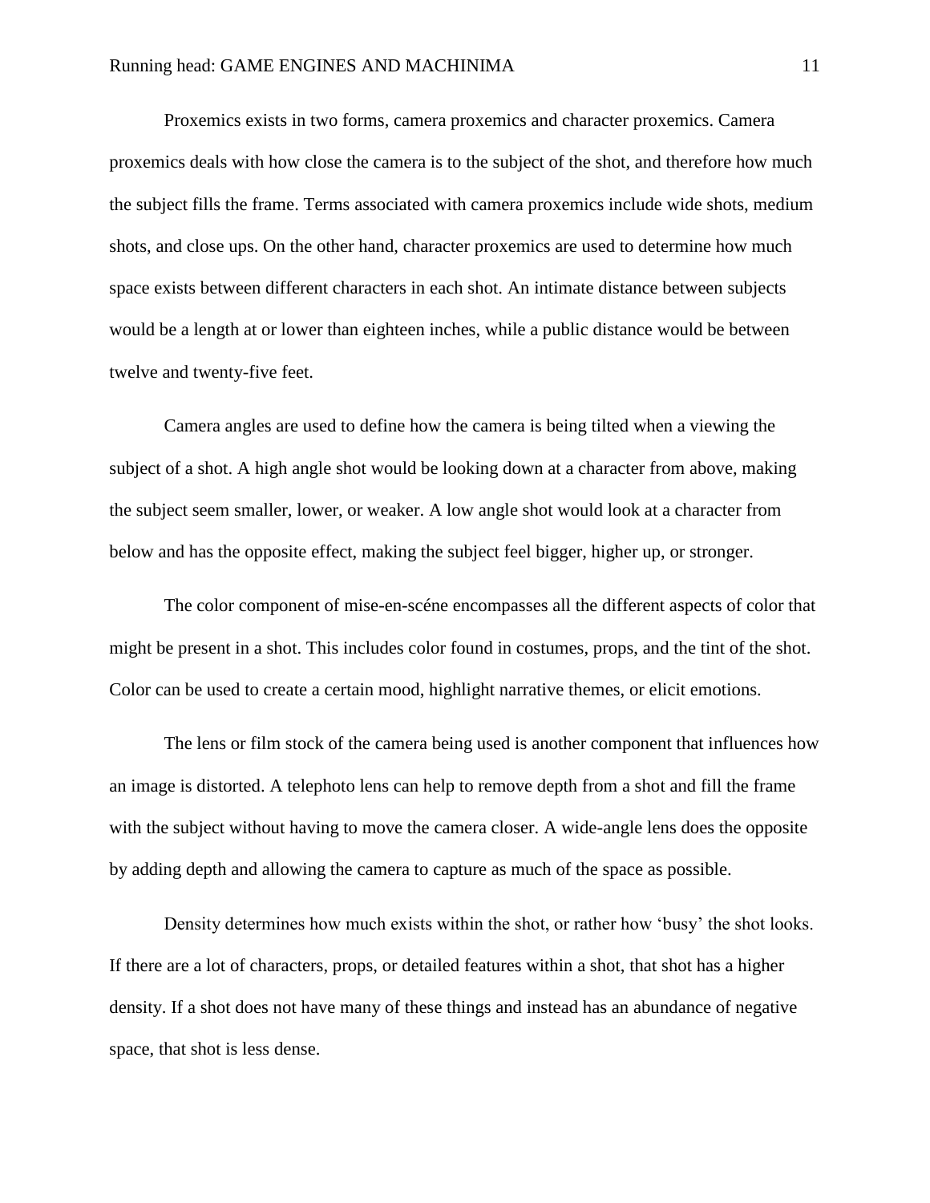Proxemics exists in two forms, camera proxemics and character proxemics. Camera proxemics deals with how close the camera is to the subject of the shot, and therefore how much the subject fills the frame. Terms associated with camera proxemics include wide shots, medium shots, and close ups. On the other hand, character proxemics are used to determine how much space exists between different characters in each shot. An intimate distance between subjects would be a length at or lower than eighteen inches, while a public distance would be between twelve and twenty-five feet.

Camera angles are used to define how the camera is being tilted when a viewing the subject of a shot. A high angle shot would be looking down at a character from above, making the subject seem smaller, lower, or weaker. A low angle shot would look at a character from below and has the opposite effect, making the subject feel bigger, higher up, or stronger.

The color component of mise-en-scéne encompasses all the different aspects of color that might be present in a shot. This includes color found in costumes, props, and the tint of the shot. Color can be used to create a certain mood, highlight narrative themes, or elicit emotions.

The lens or film stock of the camera being used is another component that influences how an image is distorted. A telephoto lens can help to remove depth from a shot and fill the frame with the subject without having to move the camera closer. A wide-angle lens does the opposite by adding depth and allowing the camera to capture as much of the space as possible.

Density determines how much exists within the shot, or rather how 'busy' the shot looks. If there are a lot of characters, props, or detailed features within a shot, that shot has a higher density. If a shot does not have many of these things and instead has an abundance of negative space, that shot is less dense.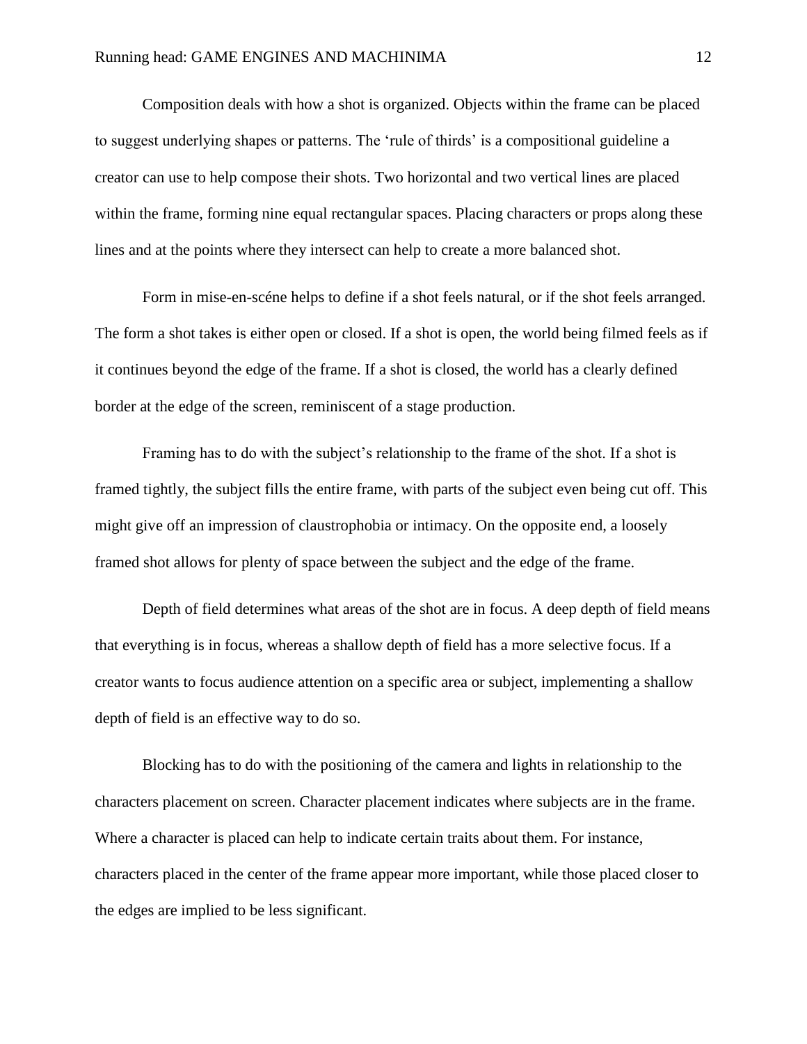Composition deals with how a shot is organized. Objects within the frame can be placed to suggest underlying shapes or patterns. The 'rule of thirds' is a compositional guideline a creator can use to help compose their shots. Two horizontal and two vertical lines are placed within the frame, forming nine equal rectangular spaces. Placing characters or props along these lines and at the points where they intersect can help to create a more balanced shot.

Form in mise-en-scéne helps to define if a shot feels natural, or if the shot feels arranged. The form a shot takes is either open or closed. If a shot is open, the world being filmed feels as if it continues beyond the edge of the frame. If a shot is closed, the world has a clearly defined border at the edge of the screen, reminiscent of a stage production.

Framing has to do with the subject's relationship to the frame of the shot. If a shot is framed tightly, the subject fills the entire frame, with parts of the subject even being cut off. This might give off an impression of claustrophobia or intimacy. On the opposite end, a loosely framed shot allows for plenty of space between the subject and the edge of the frame.

Depth of field determines what areas of the shot are in focus. A deep depth of field means that everything is in focus, whereas a shallow depth of field has a more selective focus. If a creator wants to focus audience attention on a specific area or subject, implementing a shallow depth of field is an effective way to do so.

Blocking has to do with the positioning of the camera and lights in relationship to the characters placement on screen. Character placement indicates where subjects are in the frame. Where a character is placed can help to indicate certain traits about them. For instance, characters placed in the center of the frame appear more important, while those placed closer to the edges are implied to be less significant.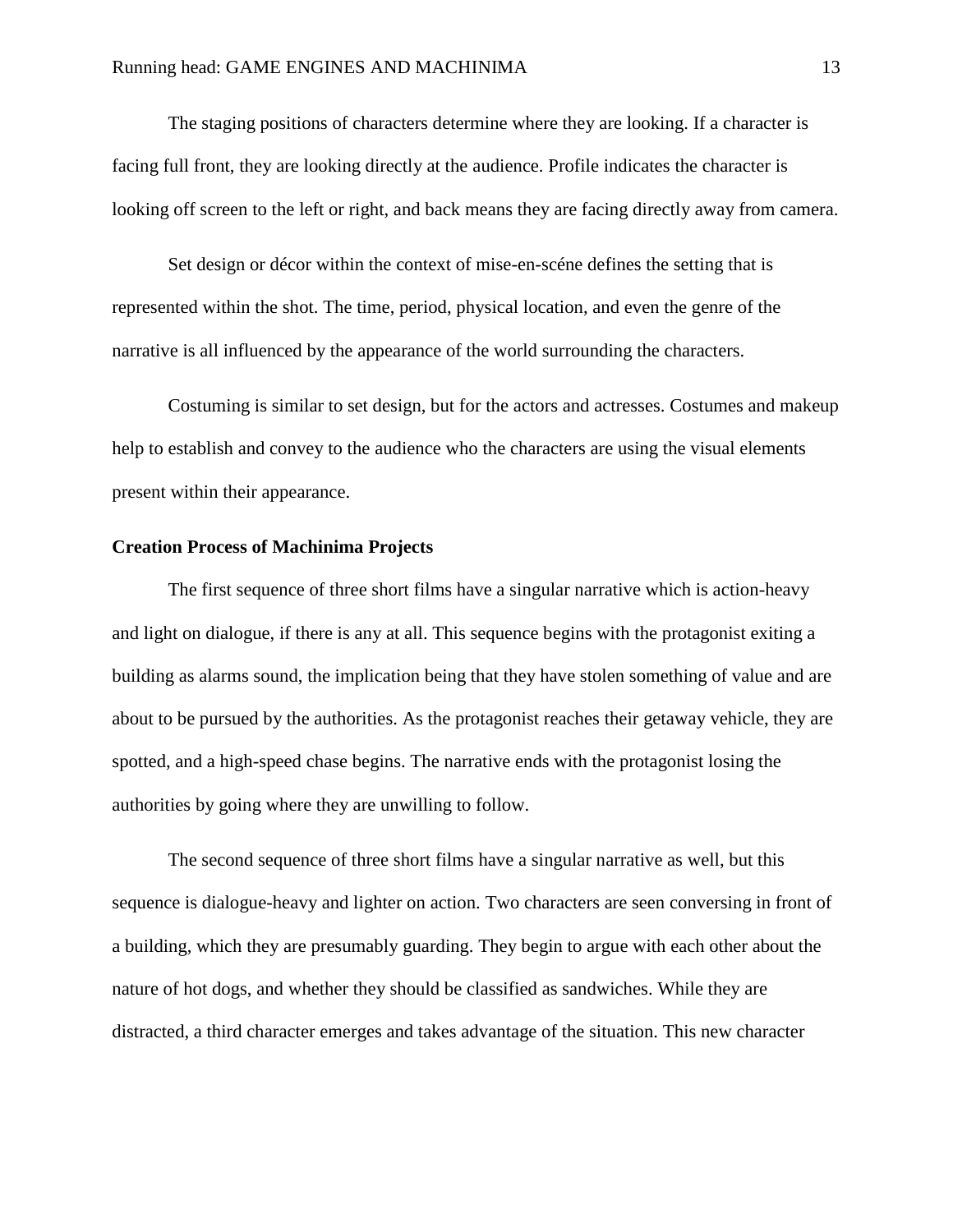The staging positions of characters determine where they are looking. If a character is facing full front, they are looking directly at the audience. Profile indicates the character is looking off screen to the left or right, and back means they are facing directly away from camera.

Set design or décor within the context of mise-en-scéne defines the setting that is represented within the shot. The time, period, physical location, and even the genre of the narrative is all influenced by the appearance of the world surrounding the characters.

Costuming is similar to set design, but for the actors and actresses. Costumes and makeup help to establish and convey to the audience who the characters are using the visual elements present within their appearance.

**Creation Process of Machinima Projects**

The first sequence of three short films have a singular narrative which is action-heavy and light on dialogue, if there is any at all. This sequence begins with the protagonist exiting a building as alarms sound, the implication being that they have stolen something of value and are about to be pursued by the authorities. As the protagonist reaches their getaway vehicle, they are spotted, and a high-speed chase begins. The narrative ends with the protagonist losing the authorities by going where they are unwilling to follow.

The second sequence of three short films have a singular narrative as well, but this sequence is dialogue-heavy and lighter on action. Two characters are seen conversing in front of a building, which they are presumably guarding. They begin to argue with each other about the nature of hot dogs, and whether they should be classified as sandwiches. While they are distracted, a third character emerges and takes advantage of the situation. This new character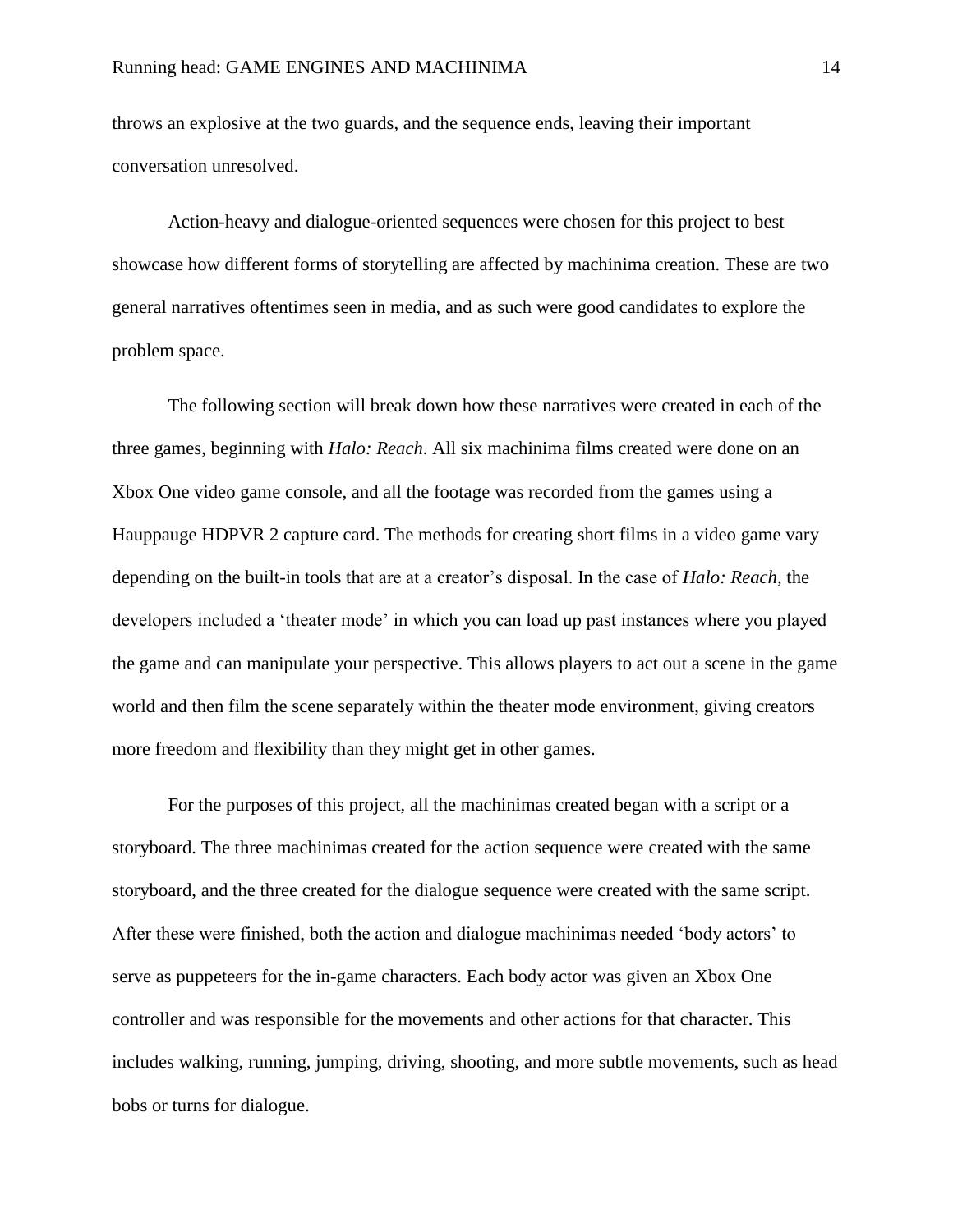throws an explosive at the two guards, and the sequence ends, leaving their important conversation unresolved.

Action-heavy and dialogue-oriented sequences were chosen for this project to best showcase how different forms of storytelling are affected by machinima creation. These are two general narratives oftentimes seen in media, and as such were good candidates to explore the problem space.

The following section will break down how these narratives were created in each of the three games, beginning with *Halo: Reach*. All six machinima films created were done on an Xbox One video game console, and all the footage was recorded from the games using a Hauppauge HDPVR 2 capture card. The methods for creating short films in a video game vary depending on the built-in tools that are at a creator's disposal. In the case of *Halo: Reach*, the developers included a 'theater mode' in which you can load up past instances where you played the game and can manipulate your perspective. This allows players to act out a scene in the game world and then film the scene separately within the theater mode environment, giving creators more freedom and flexibility than they might get in other games.

For the purposes of this project, all the machinimas created began with a script or a storyboard. The three machinimas created for the action sequence were created with the same storyboard, and the three created for the dialogue sequence were created with the same script. After these were finished, both the action and dialogue machinimas needed 'body actors' to serve as puppeteers for the in-game characters. Each body actor was given an Xbox One controller and was responsible for the movements and other actions for that character. This includes walking, running, jumping, driving, shooting, and more subtle movements, such as head bobs or turns for dialogue.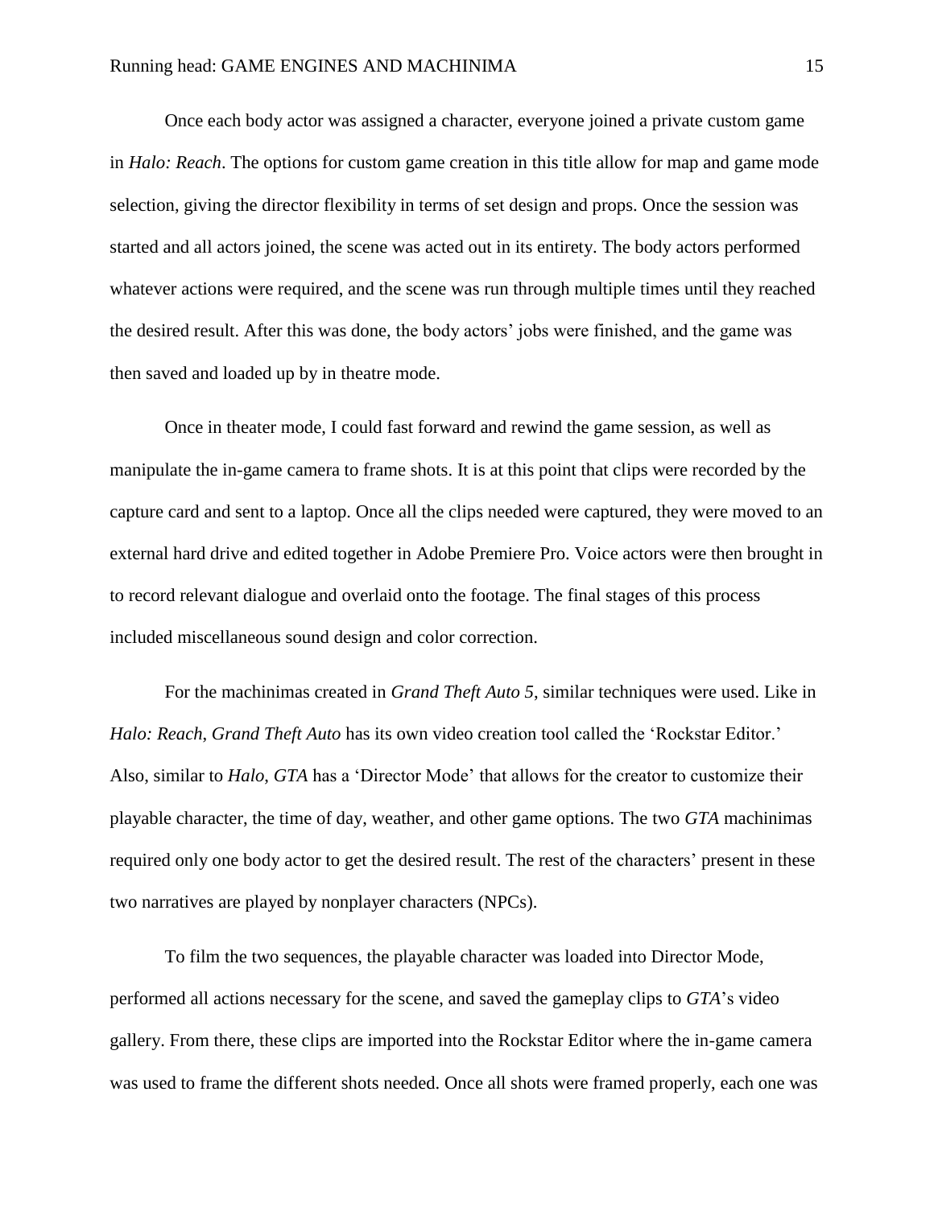Once each body actor was assigned a character, everyone joined a private custom game in *Halo: Reach*. The options for custom game creation in this title allow for map and game mode selection, giving the director flexibility in terms of set design and props. Once the session was started and all actors joined, the scene was acted out in its entirety. The body actors performed whatever actions were required, and the scene was run through multiple times until they reached the desired result. After this was done, the body actors' jobs were finished, and the game was then saved and loaded up by in theatre mode.

Once in theater mode, I could fast forward and rewind the game session, as well as manipulate the in-game camera to frame shots. It is at this point that clips were recorded by the capture card and sent to a laptop. Once all the clips needed were captured, they were moved to an external hard drive and edited together in Adobe Premiere Pro. Voice actors were then brought in to record relevant dialogue and overlaid onto the footage. The final stages of this process included miscellaneous sound design and color correction.

For the machinimas created in *Grand Theft Auto 5*, similar techniques were used. Like in *Halo: Reach*, *Grand Theft Auto* has its own video creation tool called the 'Rockstar Editor.' Also, similar to *Halo*, *GTA* has a 'Director Mode' that allows for the creator to customize their playable character, the time of day, weather, and other game options. The two *GTA* machinimas required only one body actor to get the desired result. The rest of the characters' present in these two narratives are played by nonplayer characters (NPCs).

To film the two sequences, the playable character was loaded into Director Mode, performed all actions necessary for the scene, and saved the gameplay clips to *GTA*'s video gallery. From there, these clips are imported into the Rockstar Editor where the in-game camera was used to frame the different shots needed. Once all shots were framed properly, each one was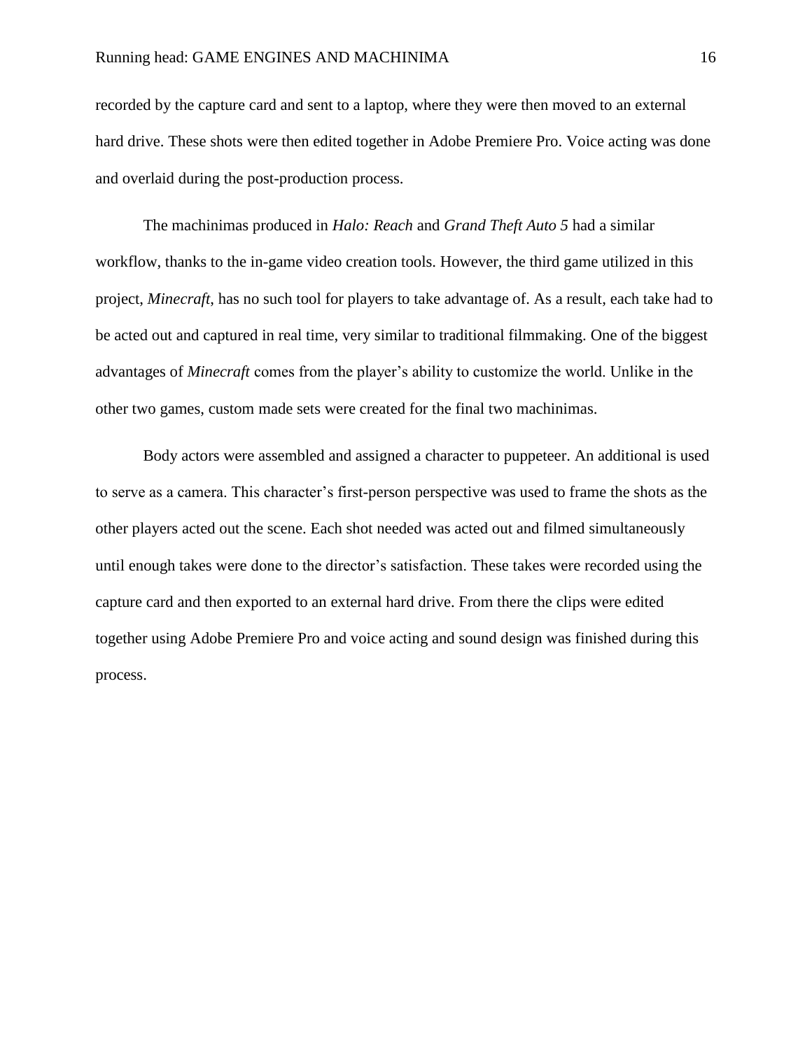recorded by the capture card and sent to a laptop, where they were then moved to an external hard drive. These shots were then edited together in Adobe Premiere Pro. Voice acting was done and overlaid during the post-production process.

The machinimas produced in *Halo: Reach* and *Grand Theft Auto 5* had a similar workflow, thanks to the in-game video creation tools. However, the third game utilized in this project, *Minecraft,* has no such tool for players to take advantage of. As a result, each take had to be acted out and captured in real time, very similar to traditional filmmaking. One of the biggest advantages of *Minecraft* comes from the player's ability to customize the world. Unlike in the other two games, custom made sets were created for the final two machinimas.

Body actors were assembled and assigned a character to puppeteer. An additional is used to serve as a camera. This character's first-person perspective was used to frame the shots as the other players acted out the scene. Each shot needed was acted out and filmed simultaneously until enough takes were done to the director's satisfaction. These takes were recorded using the capture card and then exported to an external hard drive. From there the clips were edited together using Adobe Premiere Pro and voice acting and sound design was finished during this process.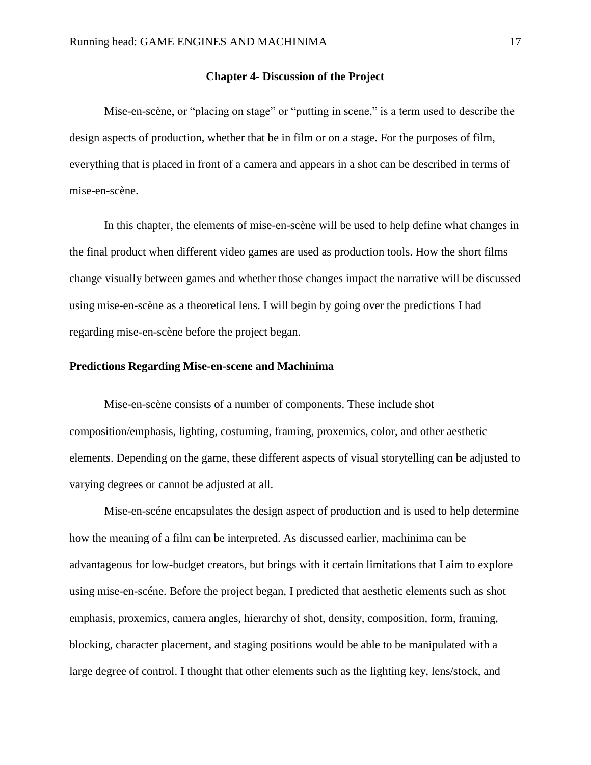## Chapter 4- Discussion of the Project

Mise-en-scène, or "placing on stage" or "putting in scene," is a term used to describe the design aspects of production, whether that be in film or on a stage. For the purposes of film, everything that is placed in front of a camera and appears in a shot can be described in terms of mise-en-scène.

In this chapter, the elements of mise-en-scène will be used to help define what changes in the final product when different video games are used as production tools. How the short films change visually between games and whether those changes impact the narrative will be discussed using mise-en-scène as a theoretical lens. I will begin by going over the predictions I had regarding mise-en-scène before the project began.

### Predictions Regarding Mise-en-scene and Machinima

Mise-en-scène consists of a number of components. These include shot composition/emphasis, lighting, costuming, framing, proxemics, color, and other aesthetic elements. Depending on the game, these different aspects of visual storytelling can be adjusted to varying degrees or cannot be adjusted at all.

Mise-en-scéne encapsulates the design aspect of production and is used to help determine how the meaning of a film can be interpreted. As discussed earlier, machinima can be advantageous for low-budget creators, but brings with it certain limitations that I aim to explore using mise-en-scéne. Before the project began, I predicted that aesthetic elements such as shot emphasis, proxemics, camera angles, hierarchy of shot, density, composition, form, framing, blocking, character placement, and staging positions would be able to be manipulated with a large degree of control. I thought that other elements such as the lighting key, lens/stock, and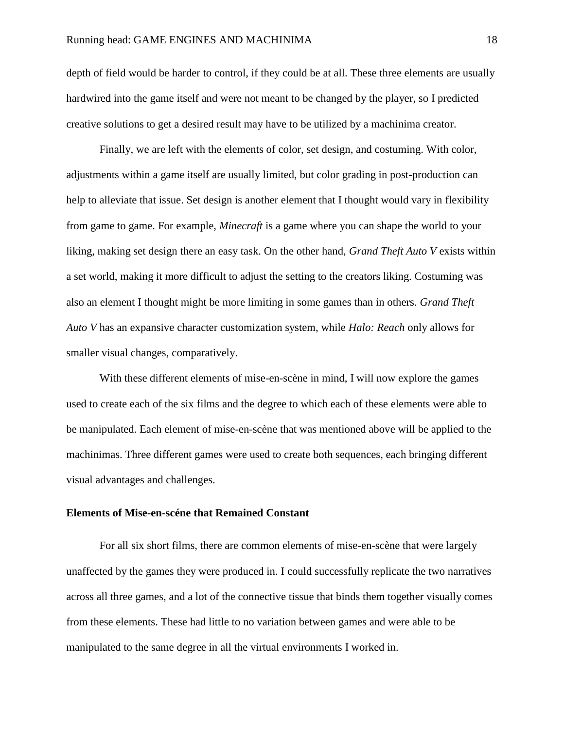depth of field would be harder to control, if they could be at all. These three elements are usually hardwired into the game itself and were not meant to be changed by the player, so I predicted creative solutions to get a desired result may have to be utilized by a machinima creator.

Finally, we are left with the elements of color, set design, and costuming. With color, adjustments within a game itself are usually limited, but color grading in post-production can help to alleviate that issue. Set design is another element that I thought would vary in flexibility from game to game. For example, *Minecraft* is a game where you can shape the world to your liking, making set design there an easy task. On the other hand, *Grand Theft Auto V* exists within a set world, making it more difficult to adjust the setting to the creators liking. Costuming was also an element I thought might be more limiting in some games than in others. *Grand Theft Auto V* has an expansive character customization system, while *Halo: Reach* only allows for smaller visual changes, comparatively.

With these different elements of mise-en-scène in mind, I will now explore the games used to create each of the six films and the degree to which each of these elements were able to be manipulated. Each element of mise-en-scène that was mentioned above will be applied to the machinimas. Three different games were used to create both sequences, each bringing different visual advantages and challenges.

**Elements of Mise-en-scéne that Remained Constant**

For all six short films, there are common elements of mise-en-scène that were largely unaffected by the games they were produced in. I could successfully replicate the two narratives across all three games, and a lot of the connective tissue that binds them together visually comes from these elements. These had little to no variation between games and were able to be manipulated to the same degree in all the virtual environments I worked in.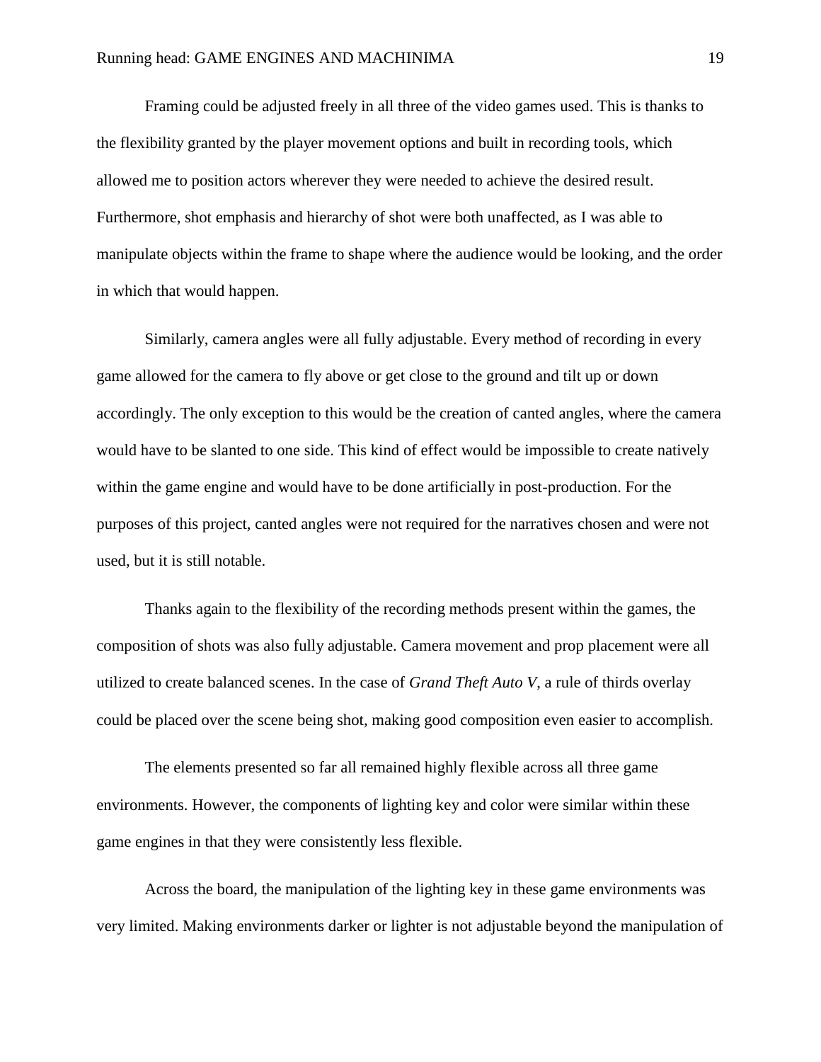Framing could be adjusted freely in all three of the video games used. This is thanks to the flexibility granted by the player movement options and built in recording tools, which allowed me to position actors wherever they were needed to achieve the desired result. Furthermore, shot emphasis and hierarchy of shot were both unaffected, as I was able to manipulate objects within the frame to shape where the audience would be looking, and the order in which that would happen.

Similarly, camera angles were all fully adjustable. Every method of recording in every game allowed for the camera to fly above or get close to the ground and tilt up or down accordingly. The only exception to this would be the creation of canted angles, where the camera would have to be slanted to one side. This kind of effect would be impossible to create natively within the game engine and would have to be done artificially in post-production. For the purposes of this project, canted angles were not required for the narratives chosen and were not used, but it is still notable.

Thanks again to the flexibility of the recording methods present within the games, the composition of shots was also fully adjustable. Camera movement and prop placement were all utilized to create balanced scenes. In the case of *Grand Theft Auto V*, a rule of thirds overlay could be placed over the scene being shot, making good composition even easier to accomplish.

The elements presented so far all remained highly flexible across all three game environments. However, the components of lighting key and color were similar within these game engines in that they were consistently less flexible.

Across the board, the manipulation of the lighting key in these game environments was very limited. Making environments darker or lighter is not adjustable beyond the manipulation of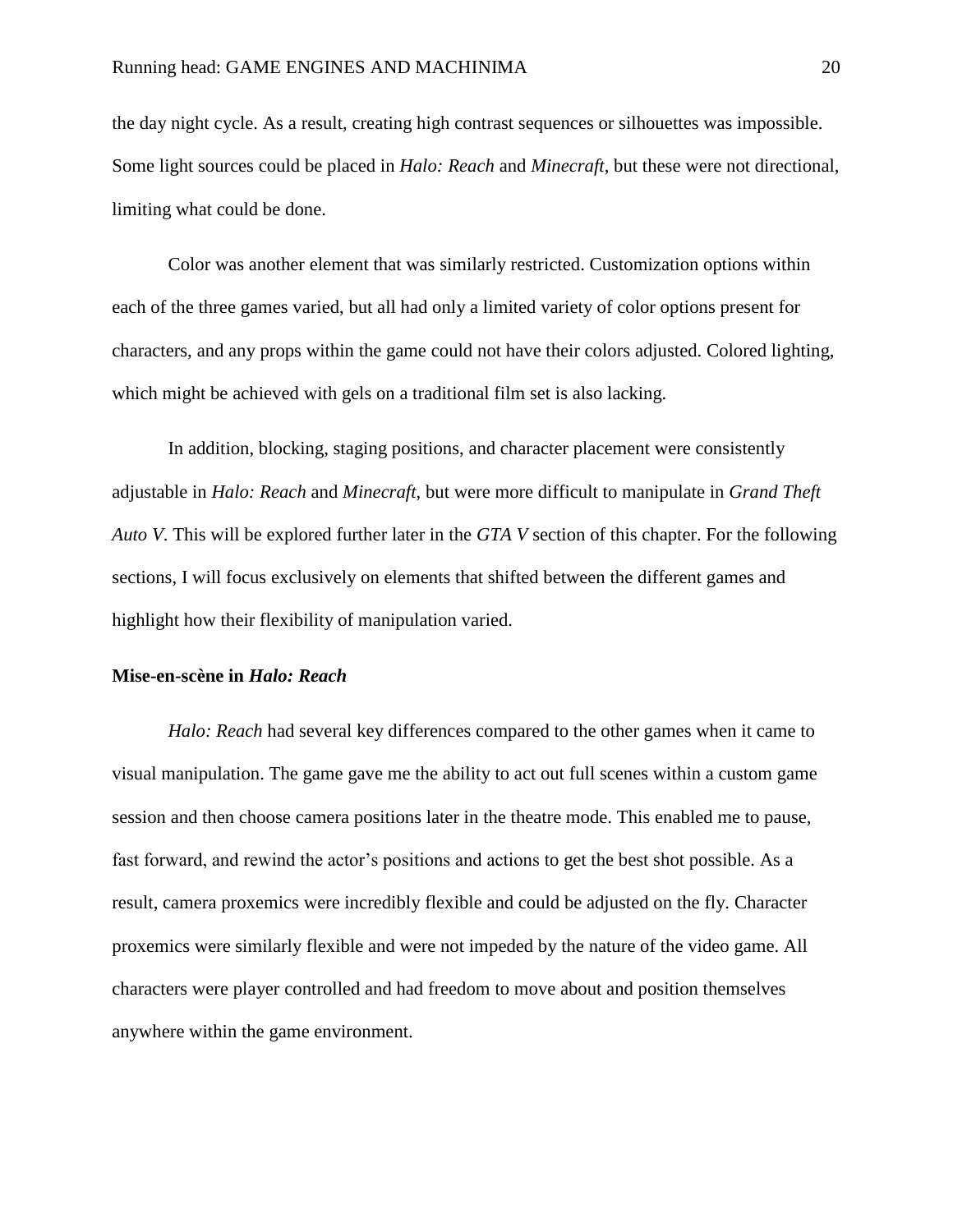the day night cycle. As a result, creating high contrast sequences or silhouettes was impossible. Some light sources could be placed in *Halo: Reach* and *Minecraft*, but these were not directional, limiting what could be done.

Color was another element that was similarly restricted. Customization options within each of the three games varied, but all had only a limited variety of color options present for characters, and any props within the game could not have their colors adjusted. Colored lighting, which might be achieved with gels on a traditional film set is also lacking.

In addition, blocking, staging positions, and character placement were consistently adjustable in *Halo: Reach* and *Minecraft*, but were more difficult to manipulate in *Grand Theft Auto V*. This will be explored further later in the *GTA V* section of this chapter. For the following sections, I will focus exclusively on elements that shifted between the different games and highlight how their flexibility of manipulation varied.

### Mise-en-scène in *Halo: Reach*

*Halo: Reach* had several key differences compared to the other games when it came to visual manipulation. The game gave me the ability to act out full scenes within a custom game session and then choose camera positions later in the theatre mode. This enabled me to pause, fast forward, and rewind the actor's positions and actions to get the best shot possible. As a result, camera proxemics were incredibly flexible and could be adjusted on the fly. Character proxemics were similarly flexible and were not impeded by the nature of the video game. All characters were player controlled and had freedom to move about and position themselves anywhere within the game environment.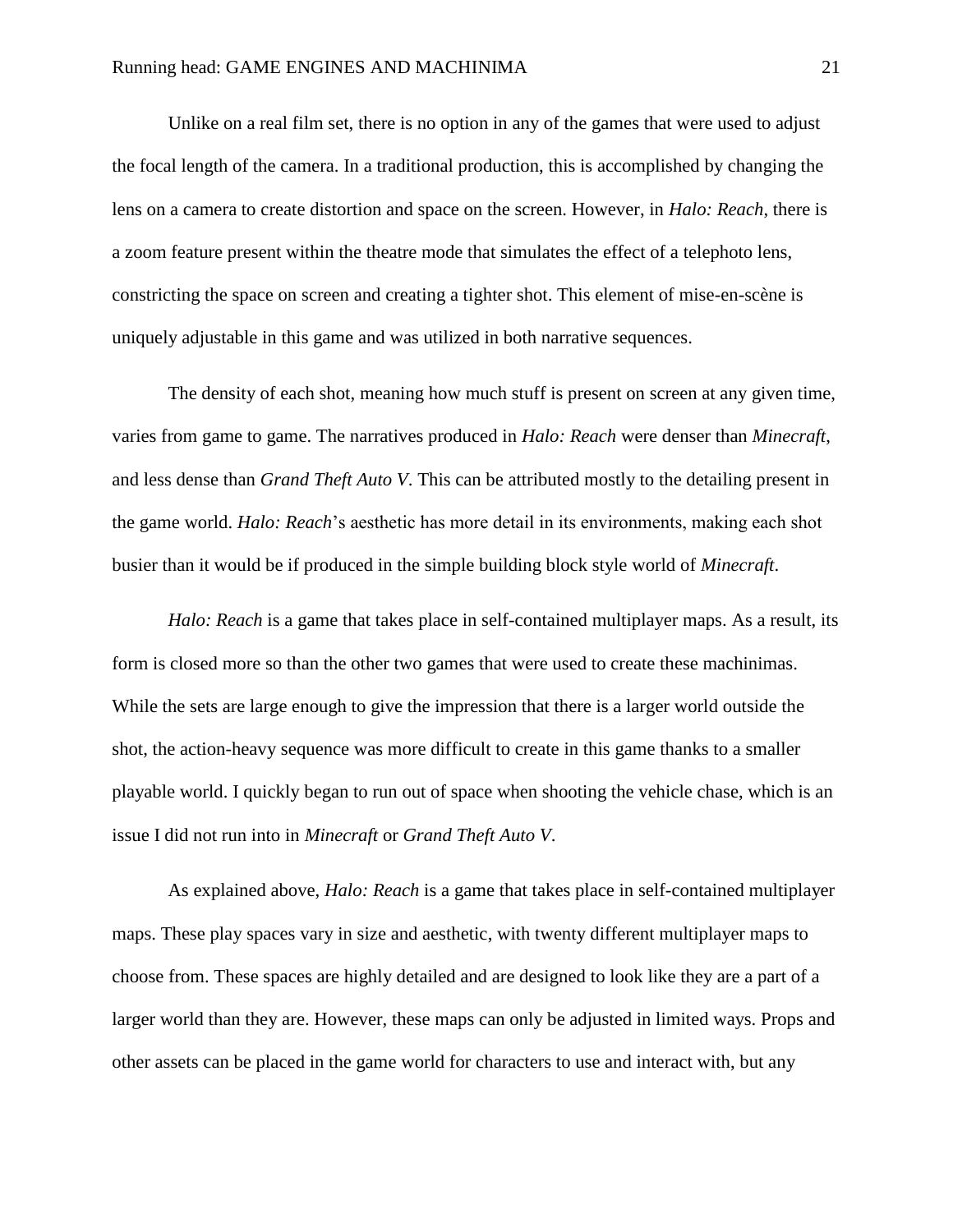Unlike on a real film set, there is no option in any of the games that were used to adjust the focal length of the camera. In a traditional production, this is accomplished by changing the lens on a camera to create distortion and space on the screen. However, in *Halo: Reach*, there is a zoom feature present within the theatre mode that simulates the effect of a telephoto lens, constricting the space on screen and creating a tighter shot. This element of mise-en-scène is uniquely adjustable in this game and was utilized in both narrative sequences.

The density of each shot, meaning how much stuff is present on screen at any given time, varies from game to game. The narratives produced in *Halo: Reach* were denser than *Minecraft*, and less dense than *Grand Theft Auto V*. This can be attributed mostly to the detailing present in the game world. *Halo: Reach*'s aesthetic has more detail in its environments, making each shot busier than it would be if produced in the simple building block style world of *Minecraft*.

*Halo: Reach* is a game that takes place in self-contained multiplayer maps. As a result, its form is closed more so than the other two games that were used to create these machinimas. While the sets are large enough to give the impression that there is a larger world outside the shot, the action-heavy sequence was more difficult to create in this game thanks to a smaller playable world. I quickly began to run out of space when shooting the vehicle chase, which is an issue I did not run into in *Minecraft* or *Grand Theft Auto V*.

As explained above, *Halo: Reach* is a game that takes place in self-contained multiplayer maps. These play spaces vary in size and aesthetic, with twenty different multiplayer maps to choose from. These spaces are highly detailed and are designed to look like they are a part of a larger world than they are. However, these maps can only be adjusted in limited ways. Props and other assets can be placed in the game world for characters to use and interact with, but any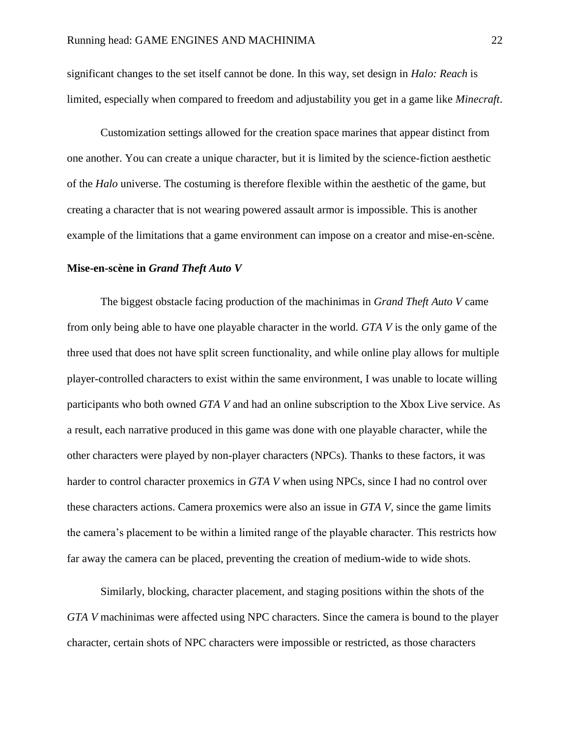significant changes to the set itself cannot be done. In this way, set design in *Halo: Reach* is limited, especially when compared to freedom and adjustability you get in a game like *Minecraft*.

Customization settings allowed for the creation space marines that appear distinct from one another. You can create a unique character, but it is limited by the science-fiction aesthetic of the *Halo* universe. The costuming is therefore flexible within the aesthetic of the game, but creating a character that is not wearing powered assault armor is impossible. This is another example of the limitations that a game environment can impose on a creator and mise-en-scène.

**Mise-en-scène in *Grand Theft Auto V***

The biggest obstacle facing production of the machinimas in *Grand Theft Auto V* came from only being able to have one playable character in the world. *GTA V* is the only game of the three used that does not have split screen functionality, and while online play allows for multiple player-controlled characters to exist within the same environment, I was unable to locate willing participants who both owned *GTA V* and had an online subscription to the Xbox Live service. As a result, each narrative produced in this game was done with one playable character, while the other characters were played by non-player characters (NPCs). Thanks to these factors, it was harder to control character proxemics in *GTA V* when using NPCs, since I had no control over these characters actions. Camera proxemics were also an issue in *GTA V*, since the game limits the camera's placement to be within a limited range of the playable character. This restricts how far away the camera can be placed, preventing the creation of medium-wide to wide shots.

Similarly, blocking, character placement, and staging positions within the shots of the *GTA V* machinimas were affected using NPC characters. Since the camera is bound to the player character, certain shots of NPC characters were impossible or restricted, as those characters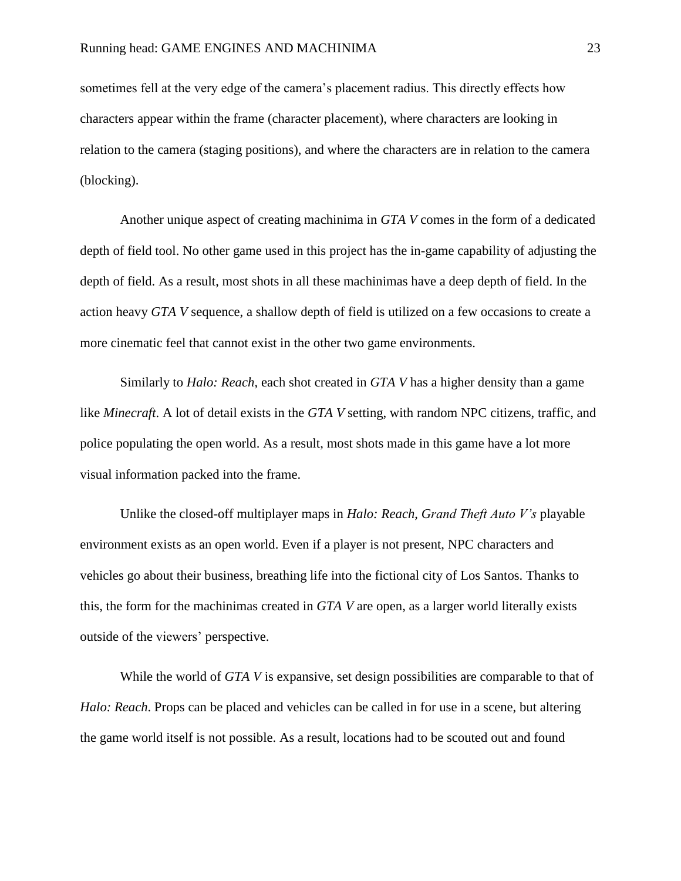sometimes fell at the very edge of the camera's placement radius. This directly effects how characters appear within the frame (character placement), where characters are looking in relation to the camera (staging positions), and where the characters are in relation to the camera (blocking).

Another unique aspect of creating machinima in *GTA V* comes in the form of a dedicated depth of field tool. No other game used in this project has the in-game capability of adjusting the depth of field. As a result, most shots in all these machinimas have a deep depth of field. In the action heavy *GTA V* sequence, a shallow depth of field is utilized on a few occasions to create a more cinematic feel that cannot exist in the other two game environments.

Similarly to *Halo: Reach*, each shot created in *GTA V* has a higher density than a game like *Minecraft*. A lot of detail exists in the *GTA V* setting, with random NPC citizens, traffic, and police populating the open world. As a result, most shots made in this game have a lot more visual information packed into the frame.

Unlike the closed-off multiplayer maps in *Halo: Reach*, *Grand Theft Auto V's* playable environment exists as an open world. Even if a player is not present, NPC characters and vehicles go about their business, breathing life into the fictional city of Los Santos. Thanks to this, the form for the machinimas created in *GTA V* are open, as a larger world literally exists outside of the viewers' perspective.

While the world of *GTA V* is expansive, set design possibilities are comparable to that of *Halo: Reach*. Props can be placed and vehicles can be called in for use in a scene, but altering the game world itself is not possible. As a result, locations had to be scouted out and found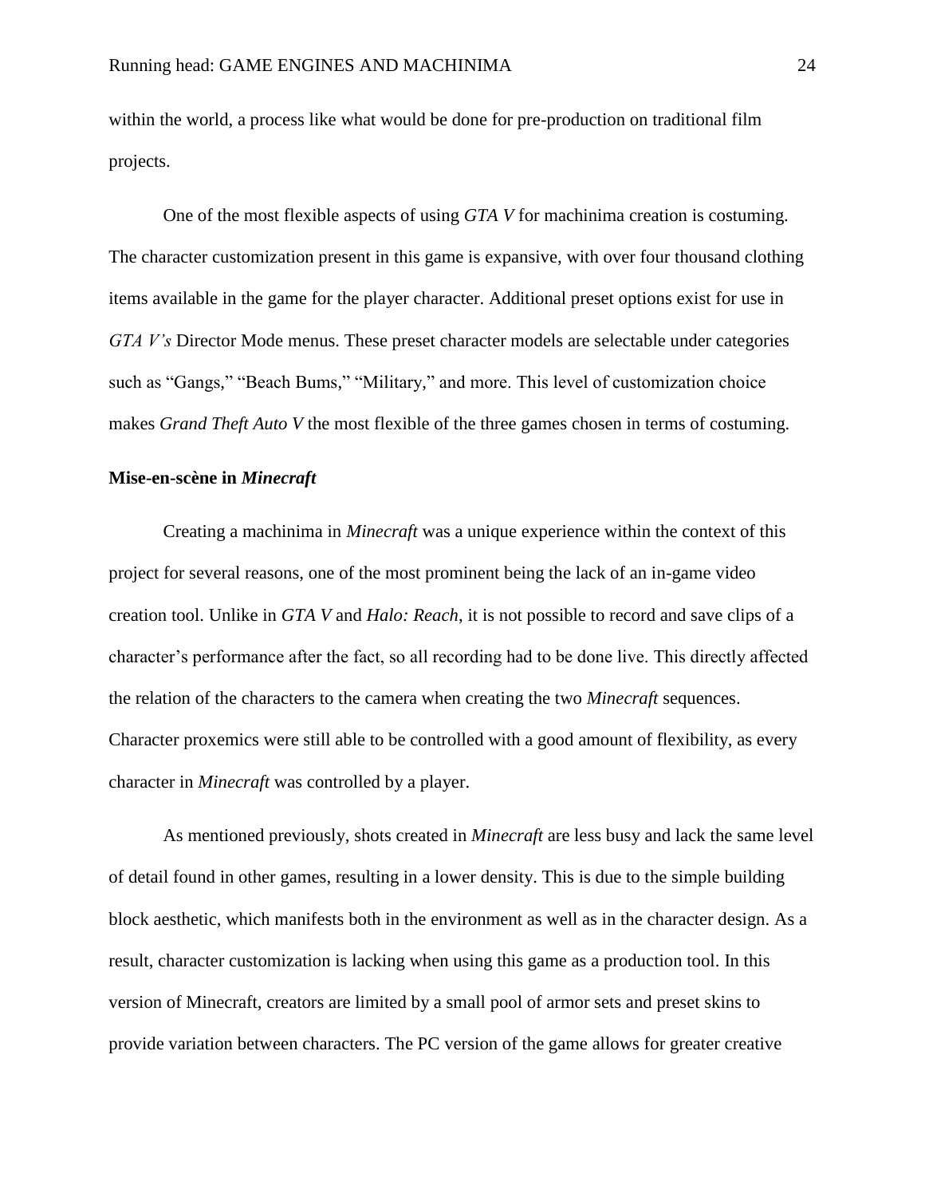within the world, a process like what would be done for pre-production on traditional film projects.

One of the most flexible aspects of using *GTA V* for machinima creation is costuming. The character customization present in this game is expansive, with over four thousand clothing items available in the game for the player character. Additional preset options exist for use in *GTA V's* Director Mode menus. These preset character models are selectable under categories such as "Gangs," "Beach Bums," "Military," and more. This level of customization choice makes *Grand Theft Auto V* the most flexible of the three games chosen in terms of costuming.

### Mise-en-scène in *Minecraft*

Creating a machinima in *Minecraft* was a unique experience within the context of this project for several reasons, one of the most prominent being the lack of an in-game video creation tool. Unlike in *GTA V* and *Halo: Reach*, it is not possible to record and save clips of a character's performance after the fact, so all recording had to be done live. This directly affected the relation of the characters to the camera when creating the two *Minecraft* sequences. Character proxemics were still able to be controlled with a good amount of flexibility, as every character in *Minecraft* was controlled by a player.

As mentioned previously, shots created in *Minecraft* are less busy and lack the same level of detail found in other games, resulting in a lower density. This is due to the simple building block aesthetic, which manifests both in the environment as well as in the character design. As a result, character customization is lacking when using this game as a production tool. In this version of Minecraft, creators are limited by a small pool of armor sets and preset skins to provide variation between characters. The PC version of the game allows for greater creative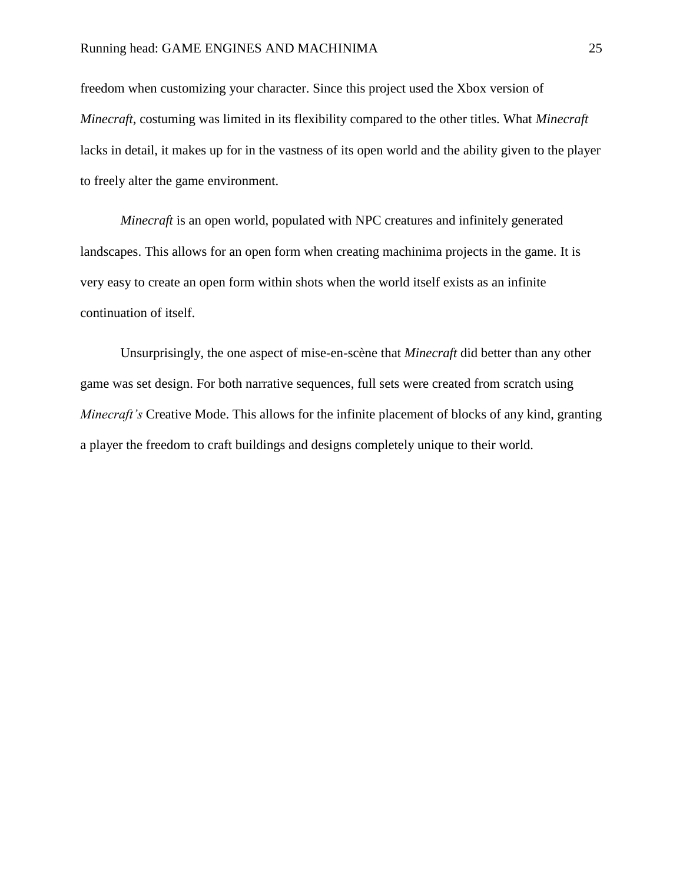freedom when customizing your character. Since this project used the Xbox version of *Minecraft*, costuming was limited in its flexibility compared to the other titles. What *Minecraft* lacks in detail, it makes up for in the vastness of its open world and the ability given to the player to freely alter the game environment.

*Minecraft* is an open world, populated with NPC creatures and infinitely generated landscapes. This allows for an open form when creating machinima projects in the game. It is very easy to create an open form within shots when the world itself exists as an infinite continuation of itself.

Unsurprisingly, the one aspect of mise-en-scène that *Minecraft* did better than any other game was set design. For both narrative sequences, full sets were created from scratch using *Minecraft's* Creative Mode. This allows for the infinite placement of blocks of any kind, granting a player the freedom to craft buildings and designs completely unique to their world.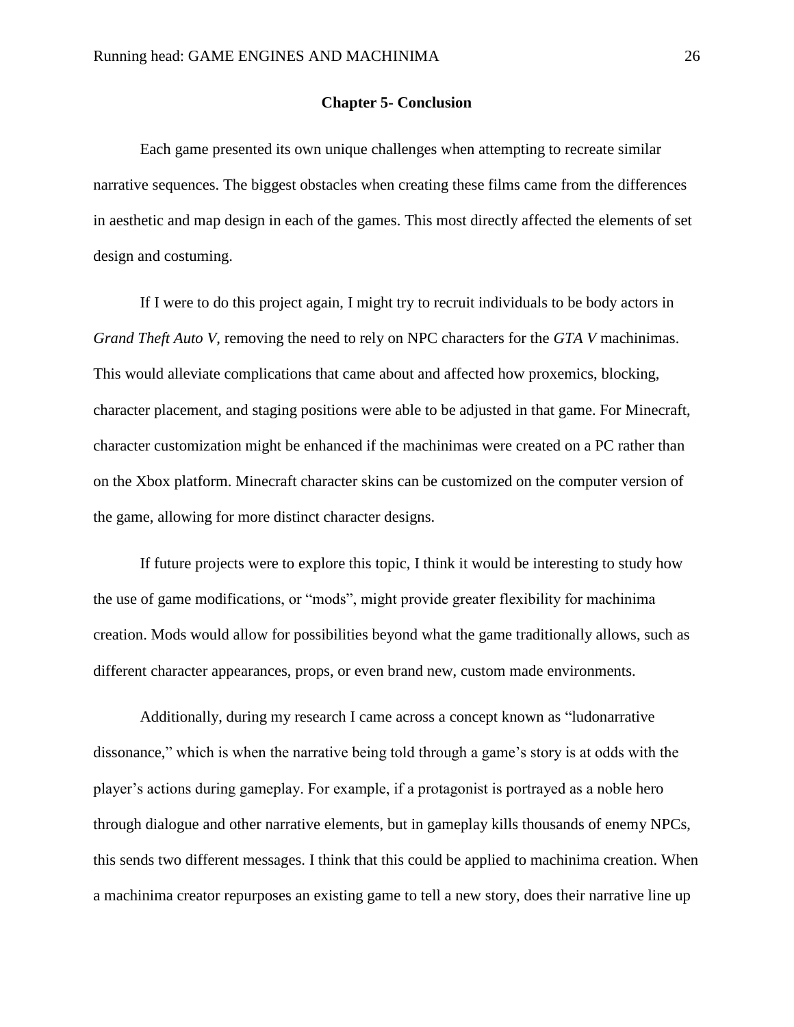# Chapter 5- Conclusion

Each game presented its own unique challenges when attempting to recreate similar narrative sequences. The biggest obstacles when creating these films came from the differences in aesthetic and map design in each of the games. This most directly affected the elements of set design and costuming.

If I were to do this project again, I might try to recruit individuals to be body actors in *Grand Theft Auto V*, removing the need to rely on NPC characters for the *GTA V* machinimas. This would alleviate complications that came about and affected how proxemics, blocking, character placement, and staging positions were able to be adjusted in that game. For Minecraft, character customization might be enhanced if the machinimas were created on a PC rather than on the Xbox platform. Minecraft character skins can be customized on the computer version of the game, allowing for more distinct character designs.

If future projects were to explore this topic, I think it would be interesting to study how the use of game modifications, or "mods", might provide greater flexibility for machinima creation. Mods would allow for possibilities beyond what the game traditionally allows, such as different character appearances, props, or even brand new, custom made environments.

Additionally, during my research I came across a concept known as "ludonarrative dissonance," which is when the narrative being told through a game's story is at odds with the player's actions during gameplay. For example, if a protagonist is portrayed as a noble hero through dialogue and other narrative elements, but in gameplay kills thousands of enemy NPCs, this sends two different messages. I think that this could be applied to machinima creation. When a machinima creator repurposes an existing game to tell a new story, does their narrative line up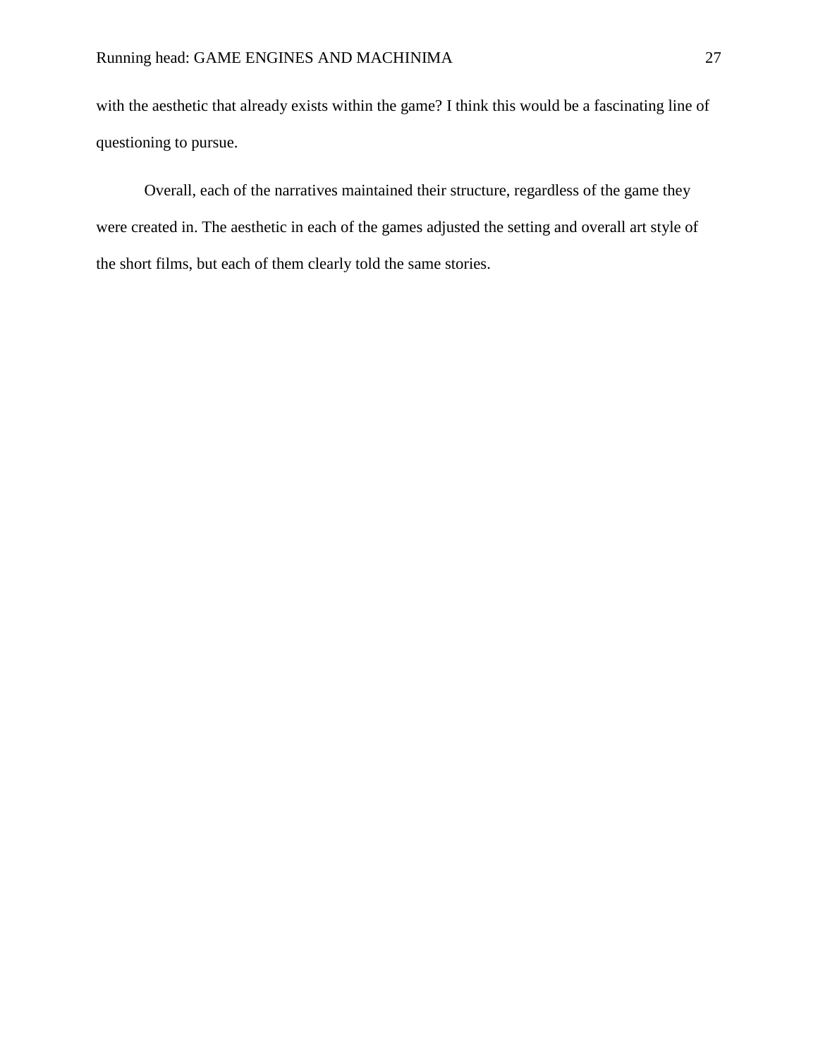with the aesthetic that already exists within the game? I think this would be a fascinating line of questioning to pursue.

Overall, each of the narratives maintained their structure, regardless of the game they were created in. The aesthetic in each of the games adjusted the setting and overall art style of the short films, but each of them clearly told the same stories.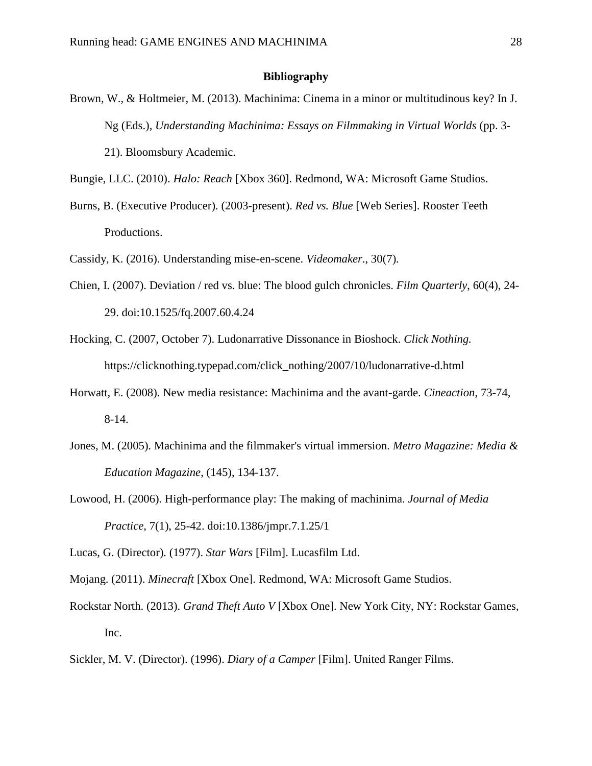## Bibliography

Brown, W., & Holtmeier, M. (2013). Machinima: Cinema in a minor or multitudinous key? In J. Ng (Eds.), *Understanding Machinima: Essays on Filmmaking in Virtual Worlds* (pp. 3-21). Bloomsbury Academic.

Bungie, LLC. (2010). *Halo: Reach* [Xbox 360]. Redmond, WA: Microsoft Game Studios.

Burns, B. (Executive Producer). (2003-present). *Red vs. Blue* [Web Series]. Rooster Teeth Productions.

Cassidy, K. (2016). Understanding mise-en-scene. *Videomaker*., 30(7).

Chien, I. (2007). Deviation / red vs. blue: The blood gulch chronicles. *Film Quarterly*, 60(4), 24-29. doi:10.1525/fq.2007.60.4.24

Hocking, C. (2007, October 7). Ludonarrative Dissonance in Bioshock. *Click Nothing.* https://clicknothing.typepad.com/click_nothing/2007/10/ludonarrative-d.html

Horwatt, E. (2008). New media resistance: Machinima and the avant-garde. *Cineaction*, 73-74, 8-14.

Jones, M. (2005). Machinima and the filmmaker's virtual immersion. *Metro Magazine: Media & Education Magazine*, (145), 134-137.

Lowood, H. (2006). High-performance play: The making of machinima. *Journal of Media Practice*, 7(1), 25-42. doi:10.1386/jmpr.7.1.25/1

Lucas, G. (Director). (1977). *Star Wars* [Film]. Lucasfilm Ltd.

Mojang. (2011). *Minecraft* [Xbox One]. Redmond, WA: Microsoft Game Studios.

Rockstar North. (2013). *Grand Theft Auto V* [Xbox One]. New York City, NY: Rockstar Games, Inc.

Sickler, M. V. (Director). (1996). *Diary of a Camper* [Film]. United Ranger Films.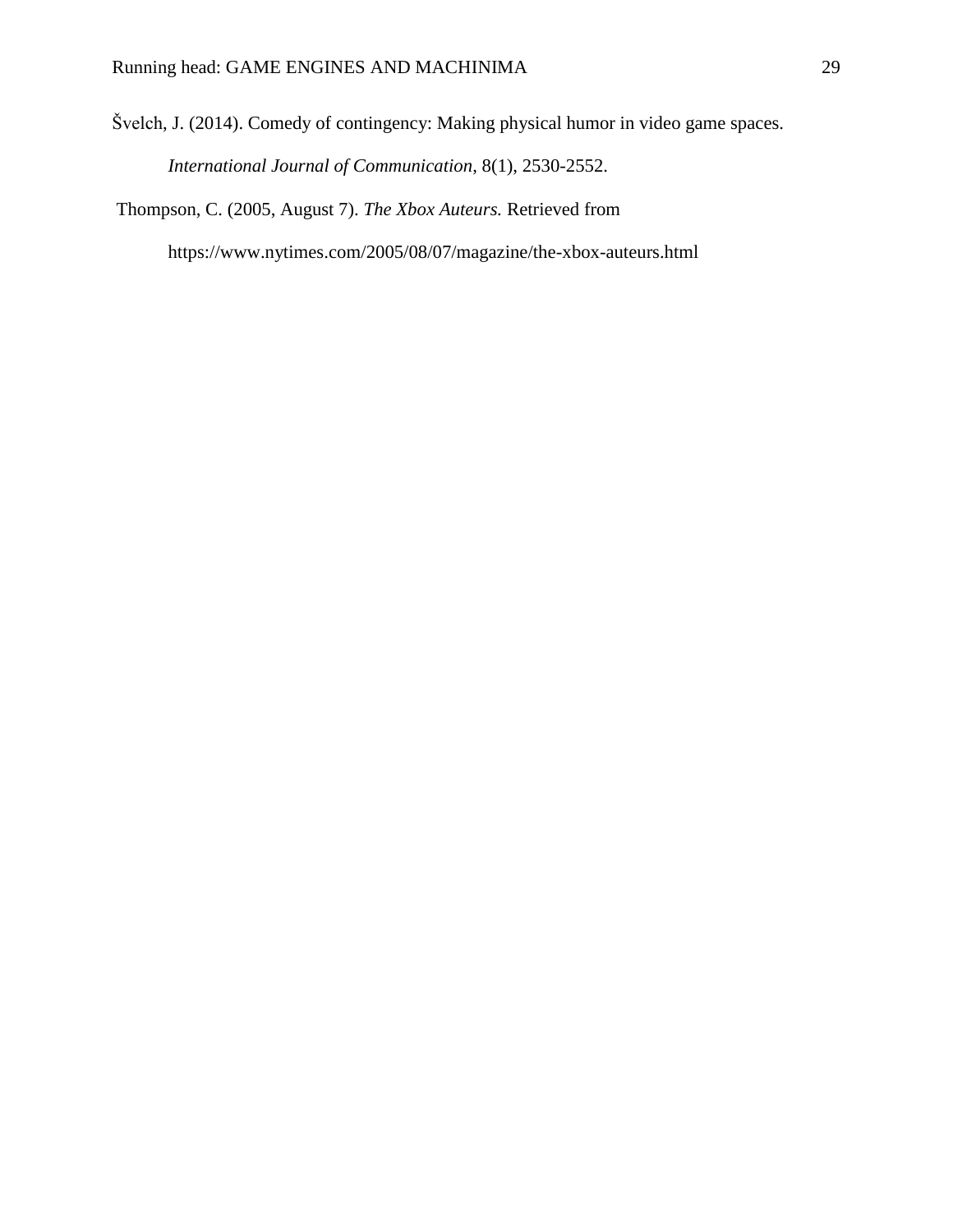Švelch, J. (2014). Comedy of contingency: Making physical humor in video game spaces. *International Journal of Communication*, 8(1), 2530-2552.

Thompson, C. (2005, August 7). *The Xbox Auteurs.* Retrieved from https://www.nytimes.com/2005/08/07/magazine/the-xbox-auteurs.html